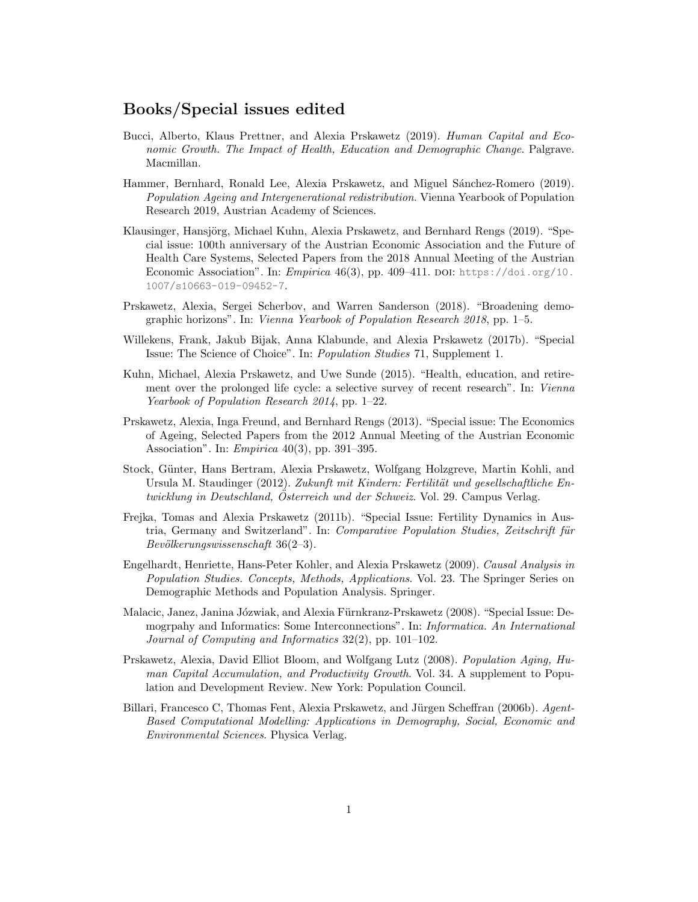## Books/Special issues edited

Bucci, Alberto, Klaus Prettner, and Alexia Prskawetz (2019). *Human Capital and Economic Growth. The Impact of Health, Education and Demographic Change*. Palgrave. Macmillan.

Hammer, Bernhard, Ronald Lee, Alexia Prskawetz, and Miguel Sánchez-Romero (2019). *Population Ageing and Intergenerational redistribution*. Vienna Yearbook of Population Research 2019, Austrian Academy of Sciences.

Klausinger, Hansjörg, Michael Kuhn, Alexia Prskawetz, and Bernhard Rengs (2019). "Special issue: 100th anniversary of the Austrian Economic Association and the Future of Health Care Systems, Selected Papers from the 2018 Annual Meeting of the Austrian Economic Association". In: *Empirica* 46(3), pp. 409–411. DOI: https://doi.org/10.1007/s10663-019-09452-7.

Prskawetz, Alexia, Sergei Scherbov, and Warren Sanderson (2018). "Broadening demographic horizons". In: *Vienna Yearbook of Population Research 2018*, pp. 1–5.

Willekens, Frank, Jakub Bijak, Anna Klabunde, and Alexia Prskawetz (2017b). "Special Issue: The Science of Choice". In: *Population Studies* 71, Supplement 1.

Kuhn, Michael, Alexia Prskawetz, and Uwe Sunde (2015). "Health, education, and retirement over the prolonged life cycle: a selective survey of recent research". In: *Vienna Yearbook of Population Research 2014*, pp. 1–22.

Prskawetz, Alexia, Inga Freund, and Bernhard Rengs (2013). "Special issue: The Economics of Ageing, Selected Papers from the 2012 Annual Meeting of the Austrian Economic Association". In: *Empirica* 40(3), pp. 391–395.

Stock, Günter, Hans Bertram, Alexia Prskawetz, Wolfgang Holzgreve, Martin Kohli, and Ursula M. Staudinger (2012). *Zukunft mit Kindern: Fertilität und gesellschaftliche Entwicklung in Deutschland, Österreich und der Schweiz*. Vol. 29. Campus Verlag.

Frejka, Tomas and Alexia Prskawetz (2011b). "Special Issue: Fertility Dynamics in Austria, Germany and Switzerland". In: *Comparative Population Studies, Zeitschrift für Bevölkerungswissenschaft* 36(2–3).

Engelhardt, Henriette, Hans-Peter Kohler, and Alexia Prskawetz (2009). *Causal Analysis in Population Studies. Concepts, Methods, Applications*. Vol. 23. The Springer Series on Demographic Methods and Population Analysis. Springer.

Malacic, Janez, Janina Józwiak, and Alexia Fürnkranz-Prskawetz (2008). "Special Issue: Demogrpahy and Informatics: Some Interconnections". In: *Informatica. An International Journal of Computing and Informatics* 32(2), pp. 101–102.

Prskawetz, Alexia, David Elliot Bloom, and Wolfgang Lutz (2008). *Population Aging, Human Capital Accumulation, and Productivity Growth*. Vol. 34. A supplement to Population and Development Review. New York: Population Council.

Billari, Francesco C, Thomas Fent, Alexia Prskawetz, and Jürgen Scheffran (2006b). *Agent-Based Computational Modelling: Applications in Demography, Social, Economic and Environmental Sciences*. Physica Verlag.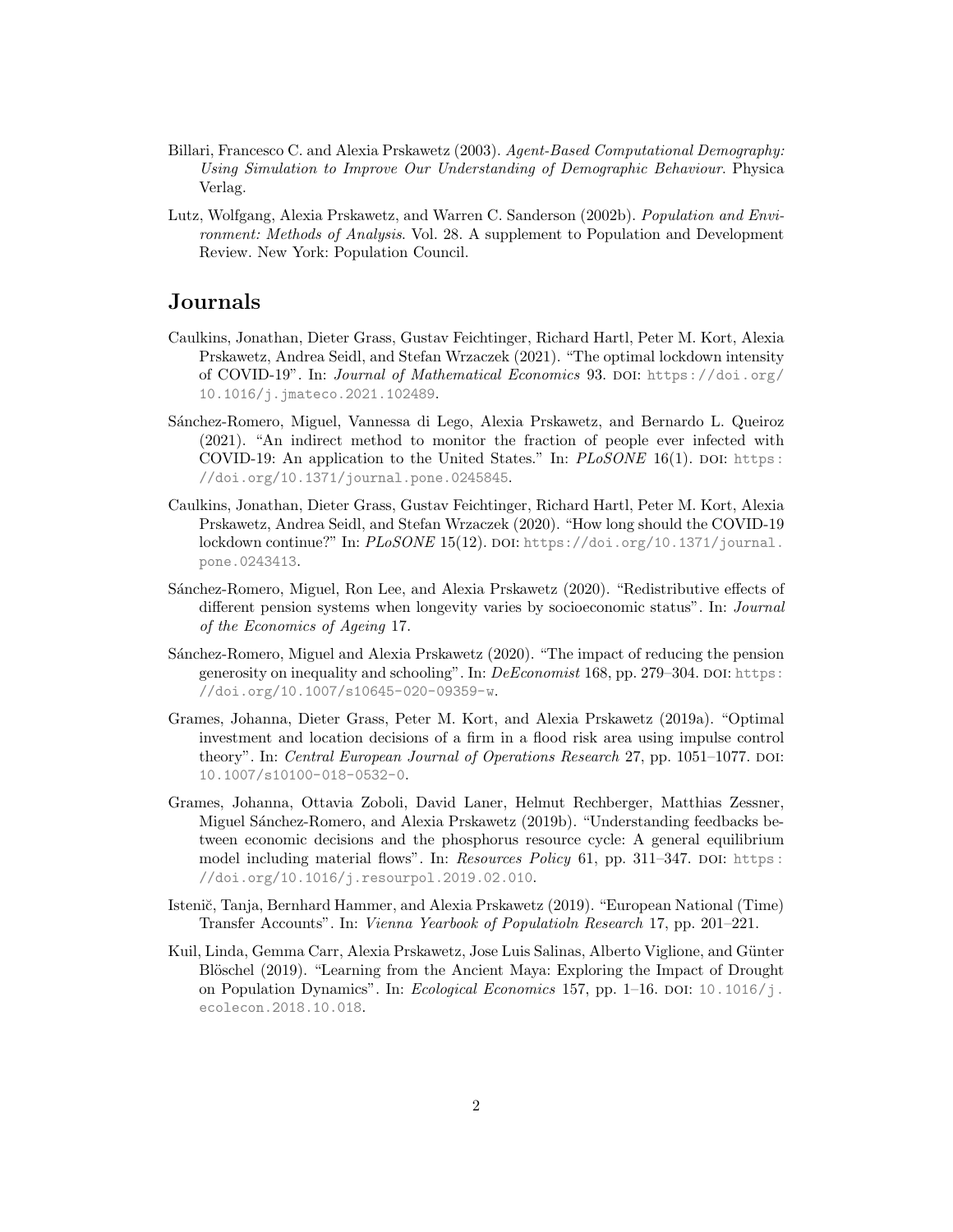Billari, Francesco C. and Alexia Prskawetz (2003). *Agent-Based Computational Demography: Using Simulation to Improve Our Understanding of Demographic Behaviour*. Physica Verlag.

Lutz, Wolfgang, Alexia Prskawetz, and Warren C. Sanderson (2002b). *Population and Environment: Methods of Analysis*. Vol. 28. A supplement to Population and Development Review. New York: Population Council.

## Journals

Caulkins, Jonathan, Dieter Grass, Gustav Feichtinger, Richard Hartl, Peter M. Kort, Alexia Prskawetz, Andrea Seidl, and Stefan Wrzaczek (2021). "The optimal lockdown intensity of COVID-19". In: *Journal of Mathematical Economics* 93. DOI: https://doi.org/10.1016/j.jmateco.2021.102489.

Sánchez-Romero, Miguel, Vannessa di Lego, Alexia Prskawetz, and Bernardo L. Queiroz (2021). "An indirect method to monitor the fraction of people ever infected with COVID-19: An application to the United States." In: *PLoSONE* 16(1). DOI: https://doi.org/10.1371/journal.pone.0245845.

Caulkins, Jonathan, Dieter Grass, Gustav Feichtinger, Richard Hartl, Peter M. Kort, Alexia Prskawetz, Andrea Seidl, and Stefan Wrzaczek (2020). "How long should the COVID-19 lockdown continue?" In: *PLoSONE* 15(12). DOI: https://doi.org/10.1371/journal.pone.0243413.

Sánchez-Romero, Miguel, Ron Lee, and Alexia Prskawetz (2020). "Redistributive effects of different pension systems when longevity varies by socioeconomic status". In: *Journal of the Economics of Ageing* 17.

Sánchez-Romero, Miguel and Alexia Prskawetz (2020). "The impact of reducing the pension generosity on inequality and schooling". In: *DeEconomist* 168, pp. 279–304. DOI: https://doi.org/10.1007/s10645-020-09359-w.

Grames, Johanna, Dieter Grass, Peter M. Kort, and Alexia Prskawetz (2019a). "Optimal investment and location decisions of a firm in a flood risk area using impulse control theory". In: *Central European Journal of Operations Research* 27, pp. 1051–1077. DOI: 10.1007/s10100-018-0532-0.

Grames, Johanna, Ottavia Zoboli, David Laner, Helmut Rechberger, Matthias Zessner, Miguel Sánchez-Romero, and Alexia Prskawetz (2019b). "Understanding feedbacks between economic decisions and the phosphorus resource cycle: A general equilibrium model including material flows". In: *Resources Policy* 61, pp. 311–347. DOI: https://doi.org/10.1016/j.resourpol.2019.02.010.

Istenič, Tanja, Bernhard Hammer, and Alexia Prskawetz (2019). "European National (Time) Transfer Accounts". In: *Vienna Yearbook of Populatioln Research* 17, pp. 201–221.

Kuil, Linda, Gemma Carr, Alexia Prskawetz, Jose Luis Salinas, Alberto Viglione, and Günter Blöschel (2019). "Learning from the Ancient Maya: Exploring the Impact of Drought on Population Dynamics". In: *Ecological Economics* 157, pp. 1–16. DOI: 10.1016/j.ecolecon.2018.10.018.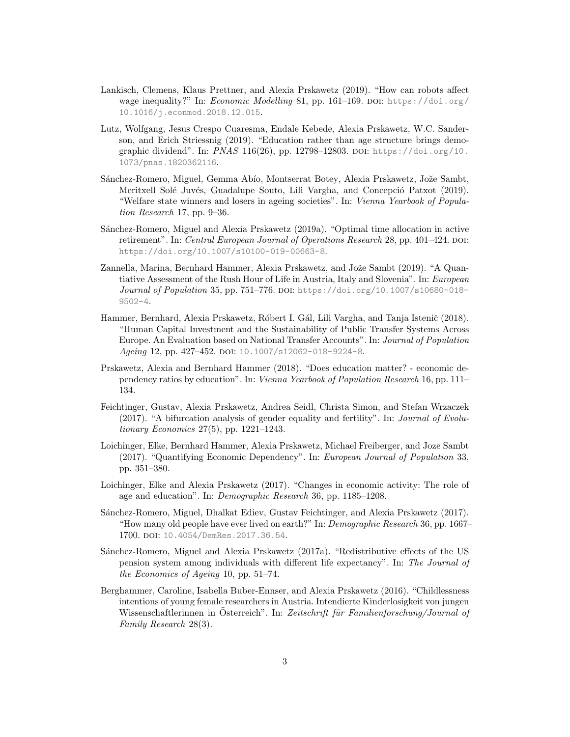- Lankisch, Clemens, Klaus Prettner, and Alexia Prskawetz (2019). "How can robots affect wage inequality?" In: *Economic Modelling* 81, pp. 161–169. DOI: https://doi.org/10.1016/j.econmod.2018.12.015.

- Lutz, Wolfgang, Jesus Crespo Cuaresma, Endale Kebede, Alexia Prskawetz, W.C. Sanderson, and Erich Striessnig (2019). "Education rather than age structure brings demographic dividend". In: *PNAS* 116(26), pp. 12798–12803. DOI: https://doi.org/10.1073/pnas.1820362116.

- Sánchez-Romero, Miguel, Gemma Abío, Montserrat Botey, Alexia Prskawetz, Jože Sambt, Meritxell Solé Juvés, Guadalupe Souto, Lili Vargha, and Concepció Patxot (2019). "Welfare state winners and losers in ageing societies". In: *Vienna Yearbook of Population Research* 17, pp. 9–36.

- Sánchez-Romero, Miguel and Alexia Prskawetz (2019a). "Optimal time allocation in active retirement". In: *Central European Journal of Operations Research* 28, pp. 401–424. DOI: https://doi.org/10.1007/s10100-019-00663-8.

- Zannella, Marina, Bernhard Hammer, Alexia Prskawetz, and Jože Sambt (2019). "A Quantiative Assessment of the Rush Hour of Life in Austria, Italy and Slovenia". In: *European Journal of Population* 35, pp. 751–776. DOI: https://doi.org/10.1007/s10680-018-9502-4.

- Hammer, Bernhard, Alexia Prskawetz, Róbert I. Gál, Lili Vargha, and Tanja Istenič (2018). "Human Capital Investment and the Sustainability of Public Transfer Systems Across Europe. An Evaluation based on National Transfer Accounts". In: *Journal of Population Ageing* 12, pp. 427–452. DOI: 10.1007/s12062-018-9224-8.

- Prskawetz, Alexia and Bernhard Hammer (2018). "Does education matter? - economic dependency ratios by education". In: *Vienna Yearbook of Population Research* 16, pp. 111–134.

- Feichtinger, Gustav, Alexia Prskawetz, Andrea Seidl, Christa Simon, and Stefan Wrzaczek (2017). "A bifurcation analysis of gender equality and fertility". In: *Journal of Evolutionary Economics* 27(5), pp. 1221–1243.

- Loichinger, Elke, Bernhard Hammer, Alexia Prskawetz, Michael Freiberger, and Joze Sambt (2017). "Quantifying Economic Dependency". In: *European Journal of Population* 33, pp. 351–380.

- Loichinger, Elke and Alexia Prskawetz (2017). "Changes in economic activity: The role of age and education". In: *Demographic Research* 36, pp. 1185–1208.

- Sánchez-Romero, Miguel, Dhalkat Ediev, Gustav Feichtinger, and Alexia Prskawetz (2017). "How many old people have ever lived on earth?" In: *Demographic Research* 36, pp. 1667–1700. DOI: 10.4054/DemRes.2017.36.54.

- Sánchez-Romero, Miguel and Alexia Prskawetz (2017a). "Redistributive effects of the US pension system among individuals with different life expectancy". In: *The Journal of the Economics of Ageing* 10, pp. 51–74.

- Berghammer, Caroline, Isabella Buber-Ennser, and Alexia Prskawetz (2016). "Childlessness intentions of young female researchers in Austria. Intendierte Kinderlosigkeit von jungen Wissenschaftlerinnen in Österreich". In: *Zeitschrift für Familienforschung/Journal of Family Research* 28(3).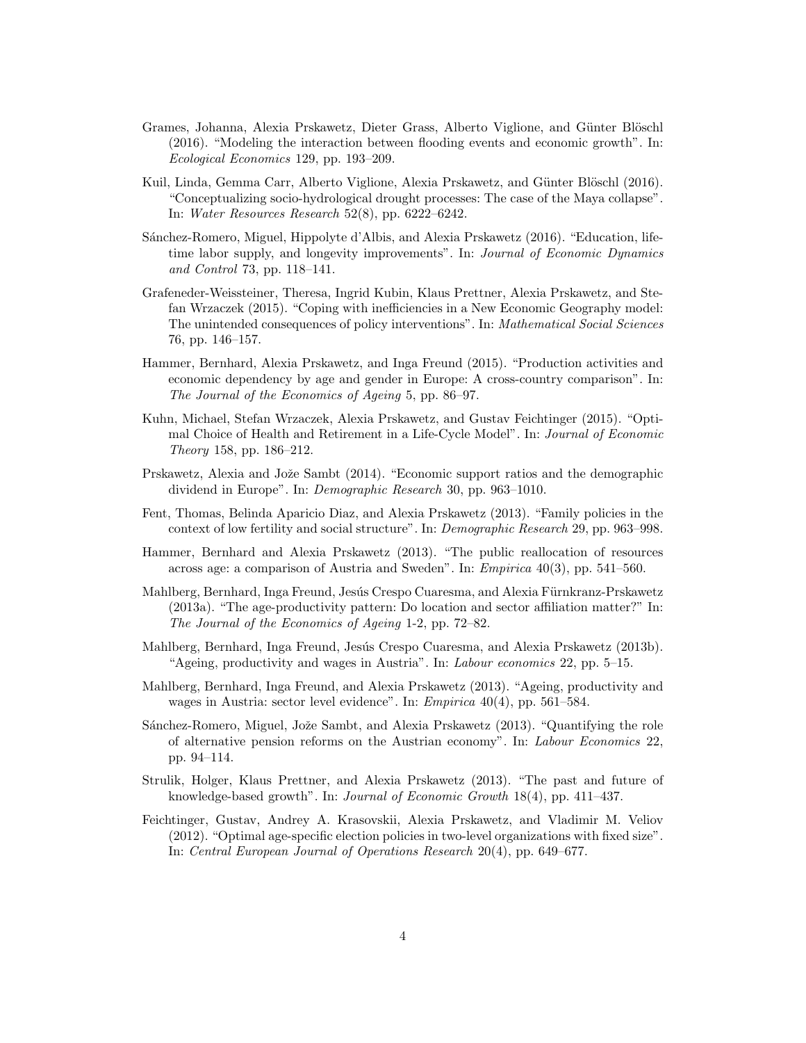Grames, Johanna, Alexia Prskawetz, Dieter Grass, Alberto Viglione, and Günter Blöschl (2016). "Modeling the interaction between flooding events and economic growth". In: *Ecological Economics* 129, pp. 193–209.

Kuil, Linda, Gemma Carr, Alberto Viglione, Alexia Prskawetz, and Günter Blöschl (2016). "Conceptualizing socio-hydrological drought processes: The case of the Maya collapse". In: *Water Resources Research* 52(8), pp. 6222–6242.

Sánchez-Romero, Miguel, Hippolyte d'Albis, and Alexia Prskawetz (2016). "Education, lifetime labor supply, and longevity improvements". In: *Journal of Economic Dynamics and Control* 73, pp. 118–141.

Grafeneder-Weissteiner, Theresa, Ingrid Kubin, Klaus Prettner, Alexia Prskawetz, and Stefan Wrzaczek (2015). "Coping with inefficiencies in a New Economic Geography model: The unintended consequences of policy interventions". In: *Mathematical Social Sciences* 76, pp. 146–157.

Hammer, Bernhard, Alexia Prskawetz, and Inga Freund (2015). "Production activities and economic dependency by age and gender in Europe: A cross-country comparison". In: *The Journal of the Economics of Ageing* 5, pp. 86–97.

Kuhn, Michael, Stefan Wrzaczek, Alexia Prskawetz, and Gustav Feichtinger (2015). "Optimal Choice of Health and Retirement in a Life-Cycle Model". In: *Journal of Economic Theory* 158, pp. 186–212.

Prskawetz, Alexia and Jože Sambt (2014). "Economic support ratios and the demographic dividend in Europe". In: *Demographic Research* 30, pp. 963–1010.

Fent, Thomas, Belinda Aparicio Diaz, and Alexia Prskawetz (2013). "Family policies in the context of low fertility and social structure". In: *Demographic Research* 29, pp. 963–998.

Hammer, Bernhard and Alexia Prskawetz (2013). "The public reallocation of resources across age: a comparison of Austria and Sweden". In: *Empirica* 40(3), pp. 541–560.

Mahlberg, Bernhard, Inga Freund, Jesús Crespo Cuaresma, and Alexia Fürnkranz-Prskawetz (2013a). "The age-productivity pattern: Do location and sector affiliation matter?" In: *The Journal of the Economics of Ageing* 1-2, pp. 72–82.

Mahlberg, Bernhard, Inga Freund, Jesús Crespo Cuaresma, and Alexia Prskawetz (2013b). "Ageing, productivity and wages in Austria". In: *Labour economics* 22, pp. 5–15.

Mahlberg, Bernhard, Inga Freund, and Alexia Prskawetz (2013). "Ageing, productivity and wages in Austria: sector level evidence". In: *Empirica* 40(4), pp. 561–584.

Sánchez-Romero, Miguel, Jože Sambt, and Alexia Prskawetz (2013). "Quantifying the role of alternative pension reforms on the Austrian economy". In: *Labour Economics* 22, pp. 94–114.

Strulik, Holger, Klaus Prettner, and Alexia Prskawetz (2013). "The past and future of knowledge-based growth". In: *Journal of Economic Growth* 18(4), pp. 411–437.

Feichtinger, Gustav, Andrey A. Krasovskii, Alexia Prskawetz, and Vladimir M. Veliov (2012). "Optimal age-specific election policies in two-level organizations with fixed size". In: *Central European Journal of Operations Research* 20(4), pp. 649–677.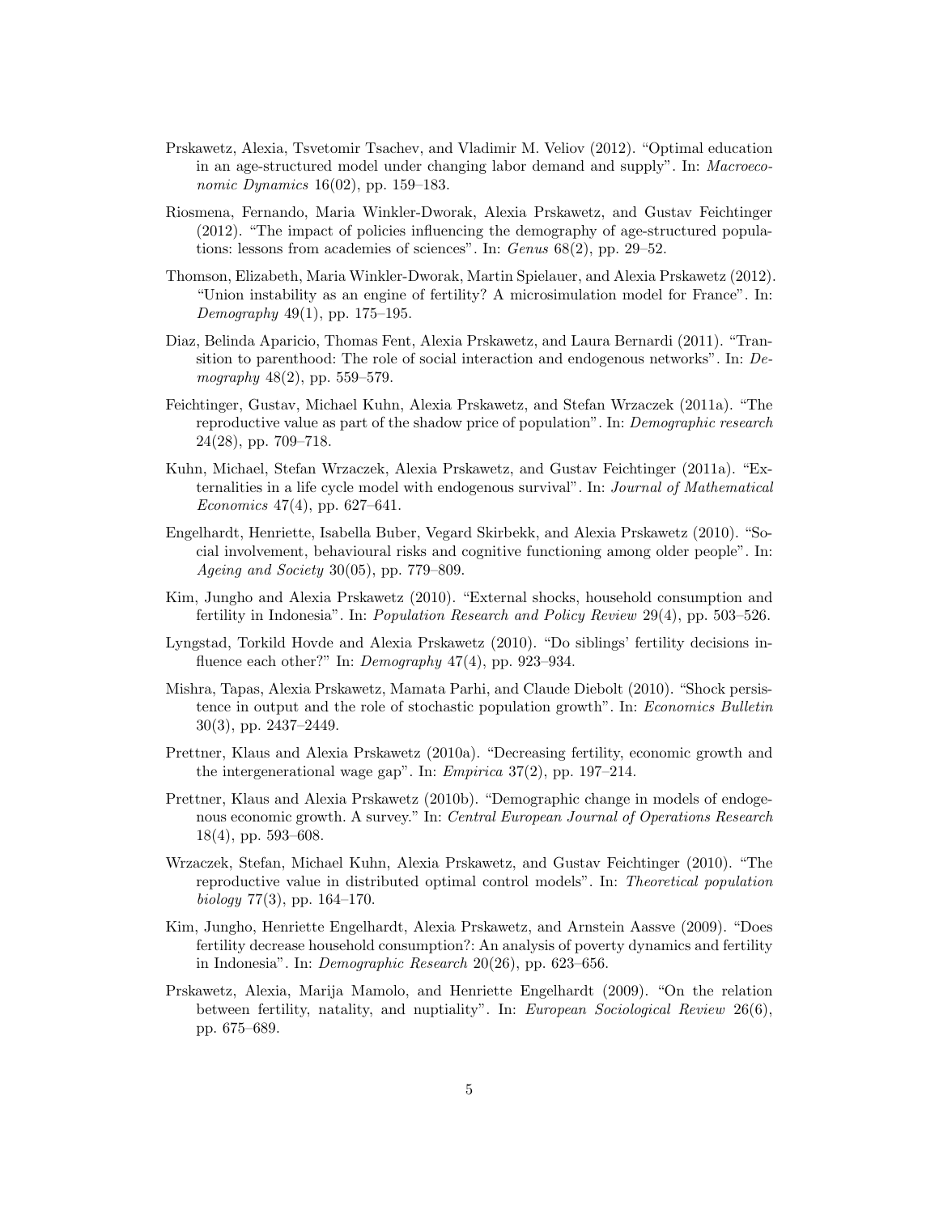Prskawetz, Alexia, Tsvetomir Tsachev, and Vladimir M. Veliov (2012). "Optimal education in an age-structured model under changing labor demand and supply". In: *Macroeconomic Dynamics* 16(02), pp. 159–183.

Riosmena, Fernando, Maria Winkler-Dworak, Alexia Prskawetz, and Gustav Feichtinger (2012). "The impact of policies influencing the demography of age-structured populations: lessons from academies of sciences". In: *Genus* 68(2), pp. 29–52.

Thomson, Elizabeth, Maria Winkler-Dworak, Martin Spielauer, and Alexia Prskawetz (2012). "Union instability as an engine of fertility? A microsimulation model for France". In: *Demography* 49(1), pp. 175–195.

Diaz, Belinda Aparicio, Thomas Fent, Alexia Prskawetz, and Laura Bernardi (2011). "Transition to parenthood: The role of social interaction and endogenous networks". In: *Demography* 48(2), pp. 559–579.

Feichtinger, Gustav, Michael Kuhn, Alexia Prskawetz, and Stefan Wrzaczek (2011a). "The reproductive value as part of the shadow price of population". In: *Demographic research* 24(28), pp. 709–718.

Kuhn, Michael, Stefan Wrzaczek, Alexia Prskawetz, and Gustav Feichtinger (2011a). "Externalities in a life cycle model with endogenous survival". In: *Journal of Mathematical Economics* 47(4), pp. 627–641.

Engelhardt, Henriette, Isabella Buber, Vegard Skirbekk, and Alexia Prskawetz (2010). "Social involvement, behavioural risks and cognitive functioning among older people". In: *Ageing and Society* 30(05), pp. 779–809.

Kim, Jungho and Alexia Prskawetz (2010). "External shocks, household consumption and fertility in Indonesia". In: *Population Research and Policy Review* 29(4), pp. 503–526.

Lyngstad, Torkild Hovde and Alexia Prskawetz (2010). "Do siblings' fertility decisions influence each other?" In: *Demography* 47(4), pp. 923–934.

Mishra, Tapas, Alexia Prskawetz, Mamata Parhi, and Claude Diebolt (2010). "Shock persistence in output and the role of stochastic population growth". In: *Economics Bulletin* 30(3), pp. 2437–2449.

Prettner, Klaus and Alexia Prskawetz (2010a). "Decreasing fertility, economic growth and the intergenerational wage gap". In: *Empirica* 37(2), pp. 197–214.

Prettner, Klaus and Alexia Prskawetz (2010b). "Demographic change in models of endogenous economic growth. A survey." In: *Central European Journal of Operations Research* 18(4), pp. 593–608.

Wrzaczek, Stefan, Michael Kuhn, Alexia Prskawetz, and Gustav Feichtinger (2010). "The reproductive value in distributed optimal control models". In: *Theoretical population biology* 77(3), pp. 164–170.

Kim, Jungho, Henriette Engelhardt, Alexia Prskawetz, and Arnstein Aassve (2009). "Does fertility decrease household consumption?: An analysis of poverty dynamics and fertility in Indonesia". In: *Demographic Research* 20(26), pp. 623–656.

Prskawetz, Alexia, Marija Mamolo, and Henriette Engelhardt (2009). "On the relation between fertility, natality, and nuptiality". In: *European Sociological Review* 26(6), pp. 675–689.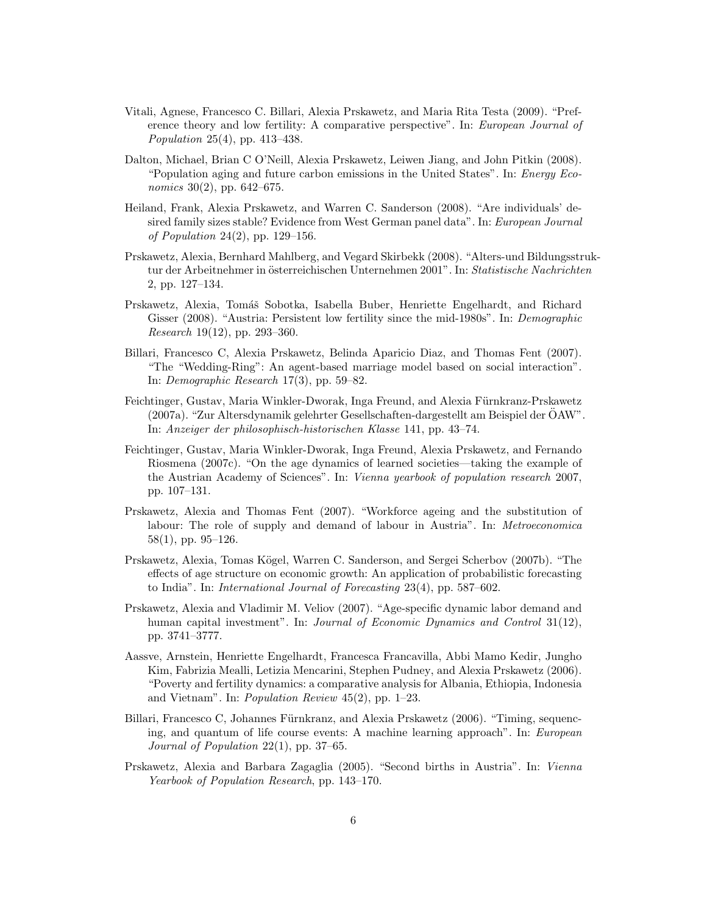Vitali, Agnese, Francesco C. Billari, Alexia Prskawetz, and Maria Rita Testa (2009). "Preference theory and low fertility: A comparative perspective". In: *European Journal of Population* 25(4), pp. 413–438.

Dalton, Michael, Brian C O'Neill, Alexia Prskawetz, Leiwen Jiang, and John Pitkin (2008). "Population aging and future carbon emissions in the United States". In: *Energy Economics* 30(2), pp. 642–675.

Heiland, Frank, Alexia Prskawetz, and Warren C. Sanderson (2008). "Are individuals' desired family sizes stable? Evidence from West German panel data". In: *European Journal of Population* 24(2), pp. 129–156.

Prskawetz, Alexia, Bernhard Mahlberg, and Vegard Skirbekk (2008). "Alters-und Bildungsstruktur der Arbeitnehmer in österreichischen Unternehmen 2001". In: *Statistische Nachrichten* 2, pp. 127–134.

Prskawetz, Alexia, Tomáš Sobotka, Isabella Buber, Henriette Engelhardt, and Richard Gisser (2008). "Austria: Persistent low fertility since the mid-1980s". In: *Demographic Research* 19(12), pp. 293–360.

Billari, Francesco C, Alexia Prskawetz, Belinda Aparicio Diaz, and Thomas Fent (2007). "The "Wedding-Ring": An agent-based marriage model based on social interaction". In: *Demographic Research* 17(3), pp. 59–82.

Feichtinger, Gustav, Maria Winkler-Dworak, Inga Freund, and Alexia Fürnkranz-Prskawetz (2007a). "Zur Altersdynamik gelehrter Gesellschaften-dargestellt am Beispiel der ÖAW". In: *Anzeiger der philosophisch-historischen Klasse* 141, pp. 43–74.

Feichtinger, Gustav, Maria Winkler-Dworak, Inga Freund, Alexia Prskawetz, and Fernando Riosmena (2007c). "On the age dynamics of learned societies—taking the example of the Austrian Academy of Sciences". In: *Vienna yearbook of population research* 2007, pp. 107–131.

Prskawetz, Alexia and Thomas Fent (2007). "Workforce ageing and the substitution of labour: The role of supply and demand of labour in Austria". In: *Metroeconomica* 58(1), pp. 95–126.

Prskawetz, Alexia, Tomas Kögel, Warren C. Sanderson, and Sergei Scherbov (2007b). "The effects of age structure on economic growth: An application of probabilistic forecasting to India". In: *International Journal of Forecasting* 23(4), pp. 587–602.

Prskawetz, Alexia and Vladimir M. Veliov (2007). "Age-specific dynamic labor demand and human capital investment". In: *Journal of Economic Dynamics and Control* 31(12), pp. 3741–3777.

Aassve, Arnstein, Henriette Engelhardt, Francesca Francavilla, Abbi Mamo Kedir, Jungho Kim, Fabrizia Mealli, Letizia Mencarini, Stephen Pudney, and Alexia Prskawetz (2006). "Poverty and fertility dynamics: a comparative analysis for Albania, Ethiopia, Indonesia and Vietnam". In: *Population Review* 45(2), pp. 1–23.

Billari, Francesco C, Johannes Fürnkranz, and Alexia Prskawetz (2006). "Timing, sequencing, and quantum of life course events: A machine learning approach". In: *European Journal of Population* 22(1), pp. 37–65.

Prskawetz, Alexia and Barbara Zagaglia (2005). "Second births in Austria". In: *Vienna Yearbook of Population Research*, pp. 143–170.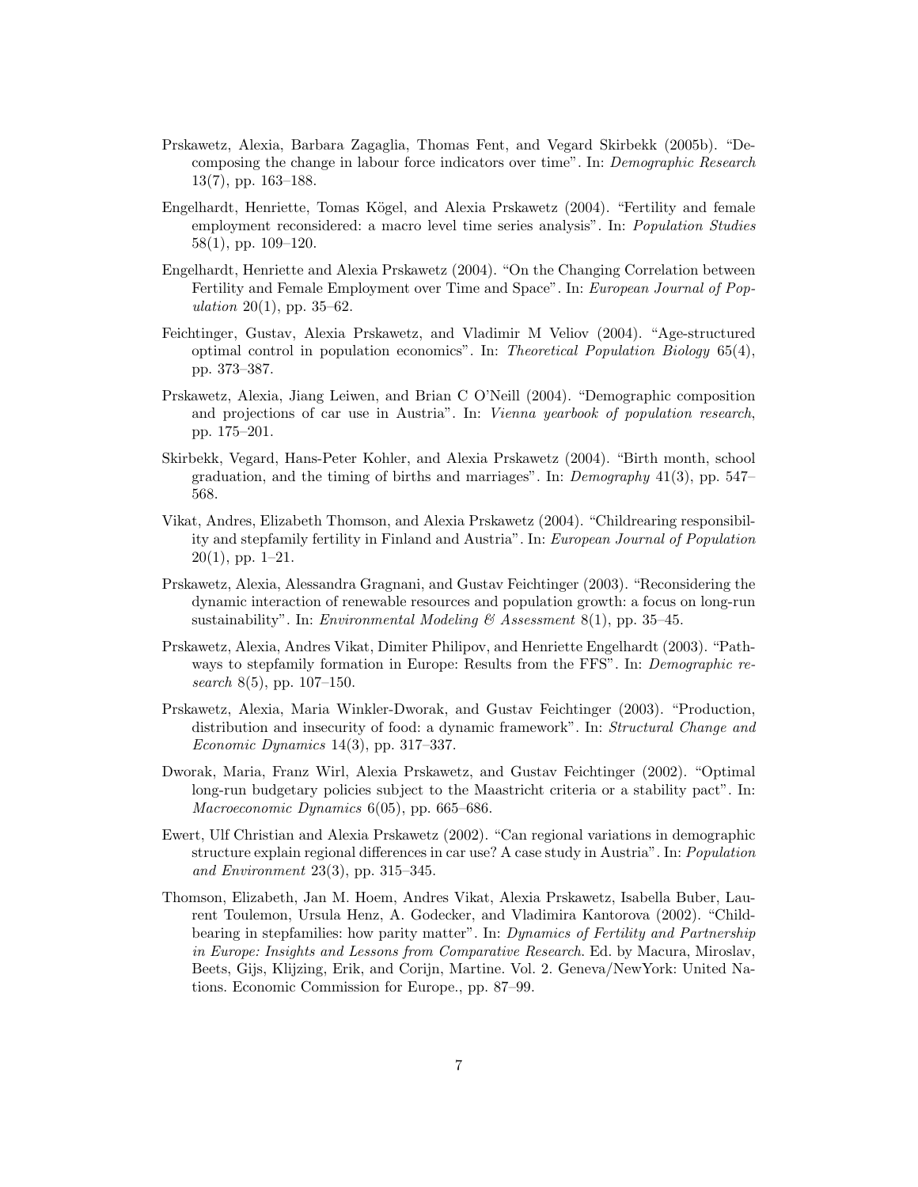Prskawetz, Alexia, Barbara Zagaglia, Thomas Fent, and Vegard Skirbekk (2005b). "Decomposing the change in labour force indicators over time". In: *Demographic Research* 13(7), pp. 163–188.

Engelhardt, Henriette, Tomas Kögel, and Alexia Prskawetz (2004). "Fertility and female employment reconsidered: a macro level time series analysis". In: *Population Studies* 58(1), pp. 109–120.

Engelhardt, Henriette and Alexia Prskawetz (2004). "On the Changing Correlation between Fertility and Female Employment over Time and Space". In: *European Journal of Population* 20(1), pp. 35–62.

Feichtinger, Gustav, Alexia Prskawetz, and Vladimir M Veliov (2004). "Age-structured optimal control in population economics". In: *Theoretical Population Biology* 65(4), pp. 373–387.

Prskawetz, Alexia, Jiang Leiwen, and Brian C O'Neill (2004). "Demographic composition and projections of car use in Austria". In: *Vienna yearbook of population research*, pp. 175–201.

Skirbekk, Vegard, Hans-Peter Kohler, and Alexia Prskawetz (2004). "Birth month, school graduation, and the timing of births and marriages". In: *Demography* 41(3), pp. 547–568.

Vikat, Andres, Elizabeth Thomson, and Alexia Prskawetz (2004). "Childrearing responsibility and stepfamily fertility in Finland and Austria". In: *European Journal of Population* 20(1), pp. 1–21.

Prskawetz, Alexia, Alessandra Gragnani, and Gustav Feichtinger (2003). "Reconsidering the dynamic interaction of renewable resources and population growth: a focus on long-run sustainability". In: *Environmental Modeling & Assessment* 8(1), pp. 35–45.

Prskawetz, Alexia, Andres Vikat, Dimiter Philipov, and Henriette Engelhardt (2003). "Pathways to stepfamily formation in Europe: Results from the FFS". In: *Demographic research* 8(5), pp. 107–150.

Prskawetz, Alexia, Maria Winkler-Dworak, and Gustav Feichtinger (2003). "Production, distribution and insecurity of food: a dynamic framework". In: *Structural Change and Economic Dynamics* 14(3), pp. 317–337.

Dworak, Maria, Franz Wirl, Alexia Prskawetz, and Gustav Feichtinger (2002). "Optimal long-run budgetary policies subject to the Maastricht criteria or a stability pact". In: *Macroeconomic Dynamics* 6(05), pp. 665–686.

Ewert, Ulf Christian and Alexia Prskawetz (2002). "Can regional variations in demographic structure explain regional differences in car use? A case study in Austria". In: *Population and Environment* 23(3), pp. 315–345.

Thomson, Elizabeth, Jan M. Hoem, Andres Vikat, Alexia Prskawetz, Isabella Buber, Laurent Toulemon, Ursula Henz, A. Godecker, and Vladimira Kantorova (2002). "Childbearing in stepfamilies: how parity matter". In: *Dynamics of Fertility and Partnership in Europe: Insights and Lessons from Comparative Research*. Ed. by Macura, Miroslav, Beets, Gijs, Klijzing, Erik, and Corijn, Martine. Vol. 2. Geneva/NewYork: United Nations. Economic Commission for Europe., pp. 87–99.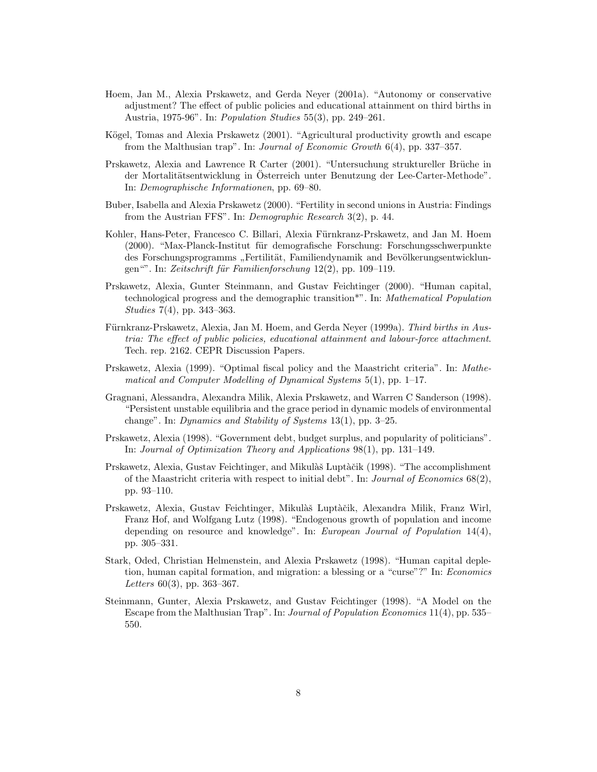Hoem, Jan M., Alexia Prskawetz, and Gerda Neyer (2001a). "Autonomy or conservative adjustment? The effect of public policies and educational attainment on third births in Austria, 1975-96". In: *Population Studies* 55(3), pp. 249–261.

Kögel, Tomas and Alexia Prskawetz (2001). "Agricultural productivity growth and escape from the Malthusian trap". In: *Journal of Economic Growth* 6(4), pp. 337–357.

Prskawetz, Alexia and Lawrence R Carter (2001). "Untersuchung struktureller Brüche in der Mortalitätsentwicklung in Österreich unter Benutzung der Lee-Carter-Methode". In: *Demographische Informationen*, pp. 69–80.

Buber, Isabella and Alexia Prskawetz (2000). "Fertility in second unions in Austria: Findings from the Austrian FFS". In: *Demographic Research* 3(2), p. 44.

Kohler, Hans-Peter, Francesco C. Billari, Alexia Fürnkranz-Prskawetz, and Jan M. Hoem (2000). "Max-Planck-Institut für demografische Forschung: Forschungsschwerpunkte des Forschungsprogramms „Fertilität, Familiendynamik and Bevölkerungsentwicklungen"". In: *Zeitschrift für Familienforschung* 12(2), pp. 109–119.

Prskawetz, Alexia, Gunter Steinmann, and Gustav Feichtinger (2000). "Human capital, technological progress and the demographic transition*". In: *Mathematical Population Studies* 7(4), pp. 343–363.

Fürnkranz-Prskawetz, Alexia, Jan M. Hoem, and Gerda Neyer (1999a). *Third births in Austria: The effect of public policies, educational attainment and labour-force attachment*. Tech. rep. 2162. CEPR Discussion Papers.

Prskawetz, Alexia (1999). "Optimal fiscal policy and the Maastricht criteria". In: *Mathematical and Computer Modelling of Dynamical Systems* 5(1), pp. 1–17.

Gragnani, Alessandra, Alexandra Milik, Alexia Prskawetz, and Warren C Sanderson (1998). "Persistent unstable equilibria and the grace period in dynamic models of environmental change". In: *Dynamics and Stability of Systems* 13(1), pp. 3–25.

Prskawetz, Alexia (1998). "Government debt, budget surplus, and popularity of politicians". In: *Journal of Optimization Theory and Applications* 98(1), pp. 131–149.

Prskawetz, Alexia, Gustav Feichtinger, and Mikulàš Luptàčik (1998). "The accomplishment of the Maastricht criteria with respect to initial debt". In: *Journal of Economics* 68(2), pp. 93–110.

Prskawetz, Alexia, Gustav Feichtinger, Mikulàš Luptàčik, Alexandra Milik, Franz Wirl, Franz Hof, and Wolfgang Lutz (1998). "Endogenous growth of population and income depending on resource and knowledge". In: *European Journal of Population* 14(4), pp. 305–331.

Stark, Oded, Christian Helmenstein, and Alexia Prskawetz (1998). "Human capital depletion, human capital formation, and migration: a blessing or a "curse"?" In: *Economics Letters* 60(3), pp. 363–367.

Steinmann, Gunter, Alexia Prskawetz, and Gustav Feichtinger (1998). "A Model on the Escape from the Malthusian Trap". In: *Journal of Population Economics* 11(4), pp. 535–550.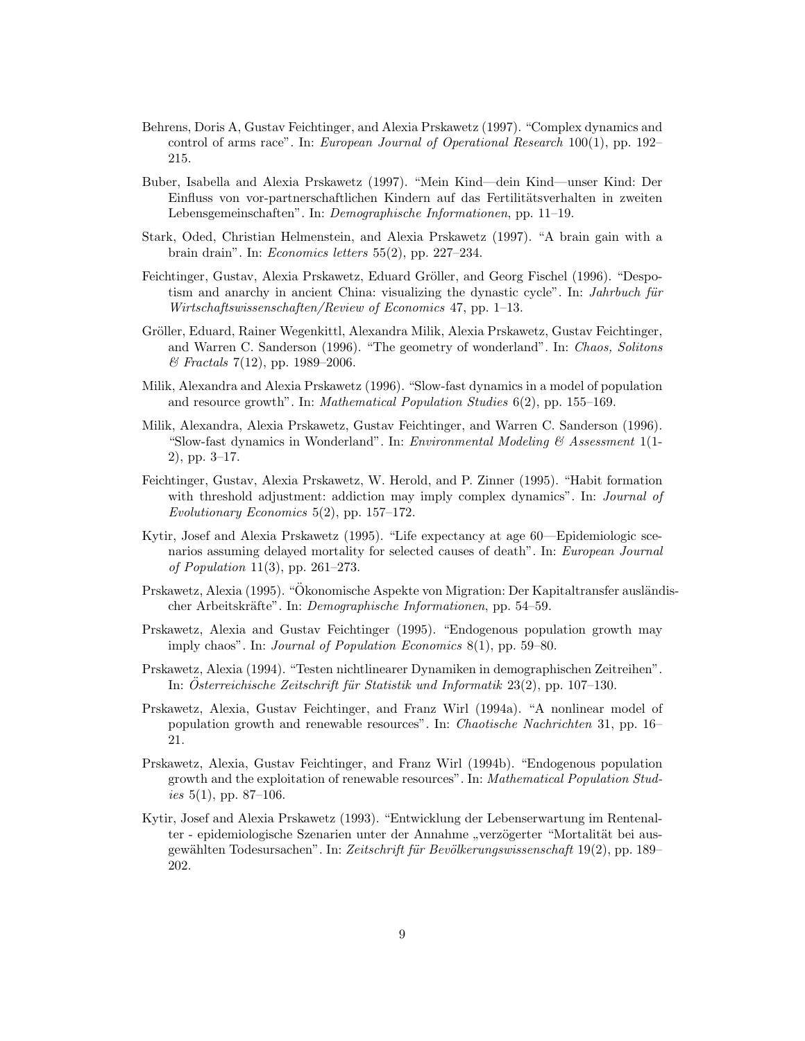Behrens, Doris A, Gustav Feichtinger, and Alexia Prskawetz (1997). "Complex dynamics and control of arms race". In: *European Journal of Operational Research* 100(1), pp. 192–215.

Buber, Isabella and Alexia Prskawetz (1997). "Mein Kind—dein Kind—unser Kind: Der Einfluss von vor-partnerschaftlichen Kindern auf das Fertilitätsverhalten in zweiten Lebensgemeinschaften". In: *Demographische Informationen*, pp. 11–19.

Stark, Oded, Christian Helmenstein, and Alexia Prskawetz (1997). "A brain gain with a brain drain". In: *Economics letters* 55(2), pp. 227–234.

Feichtinger, Gustav, Alexia Prskawetz, Eduard Gröller, and Georg Fischel (1996). "Despotism and anarchy in ancient China: visualizing the dynastic cycle". In: *Jahrbuch für Wirtschaftswissenschaften/Review of Economics* 47, pp. 1–13.

Gröller, Eduard, Rainer Wegenkittl, Alexandra Milik, Alexia Prskawetz, Gustav Feichtinger, and Warren C. Sanderson (1996). "The geometry of wonderland". In: *Chaos, Solitons & Fractals* 7(12), pp. 1989–2006.

Milik, Alexandra and Alexia Prskawetz (1996). "Slow-fast dynamics in a model of population and resource growth". In: *Mathematical Population Studies* 6(2), pp. 155–169.

Milik, Alexandra, Alexia Prskawetz, Gustav Feichtinger, and Warren C. Sanderson (1996). "Slow-fast dynamics in Wonderland". In: *Environmental Modeling & Assessment* 1(1-2), pp. 3–17.

Feichtinger, Gustav, Alexia Prskawetz, W. Herold, and P. Zinner (1995). "Habit formation with threshold adjustment: addiction may imply complex dynamics". In: *Journal of Evolutionary Economics* 5(2), pp. 157–172.

Kytir, Josef and Alexia Prskawetz (1995). "Life expectancy at age 60—Epidemiologic scenarios assuming delayed mortality for selected causes of death". In: *European Journal of Population* 11(3), pp. 261–273.

Prskawetz, Alexia (1995). "Ökonomische Aspekte von Migration: Der Kapitaltransfer ausländischer Arbeitskräfte". In: *Demographische Informationen*, pp. 54–59.

Prskawetz, Alexia and Gustav Feichtinger (1995). "Endogenous population growth may imply chaos". In: *Journal of Population Economics* 8(1), pp. 59–80.

Prskawetz, Alexia (1994). "Testen nichtlinearer Dynamiken in demographischen Zeitreihen". In: *Österreichische Zeitschrift für Statistik und Informatik* 23(2), pp. 107–130.

Prskawetz, Alexia, Gustav Feichtinger, and Franz Wirl (1994a). "A nonlinear model of population growth and renewable resources". In: *Chaotische Nachrichten* 31, pp. 16–21.

Prskawetz, Alexia, Gustav Feichtinger, and Franz Wirl (1994b). "Endogenous population growth and the exploitation of renewable resources". In: *Mathematical Population Studies* 5(1), pp. 87–106.

Kytir, Josef and Alexia Prskawetz (1993). "Entwicklung der Lebenserwartung im Rentenalter - epidemiologische Szenarien unter der Annahme „verzögerter "Mortalität bei ausgewählten Todesursachen". In: *Zeitschrift für Bevölkerungswissenschaft* 19(2), pp. 189–202.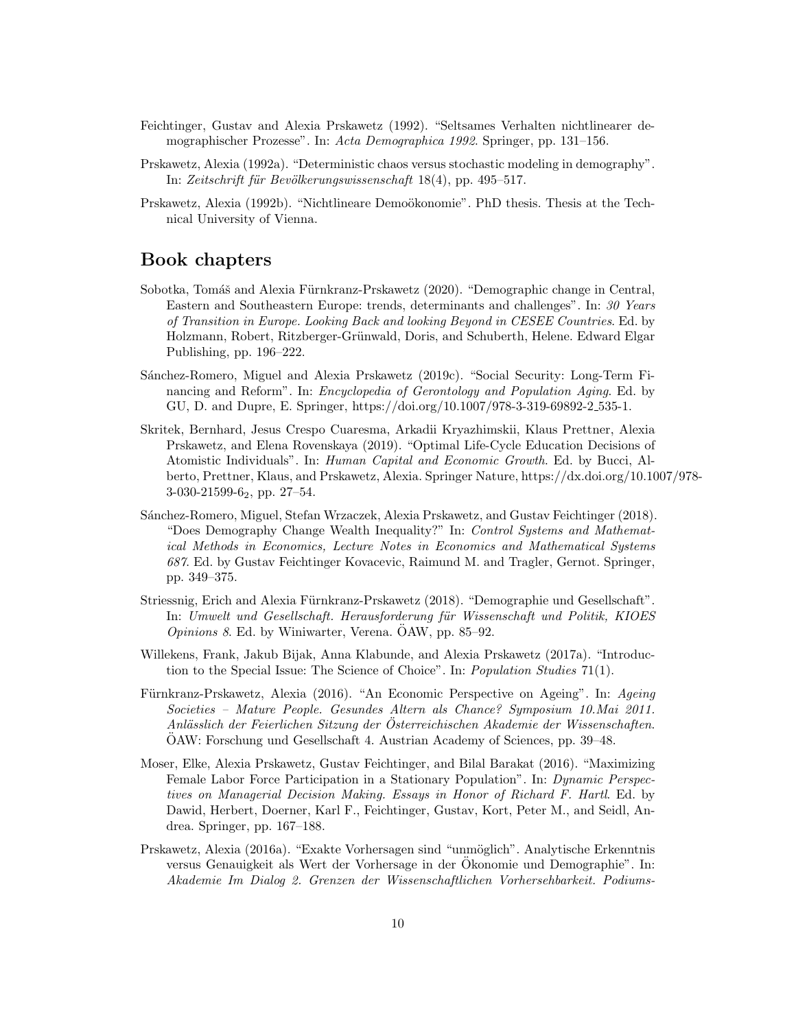Feichtinger, Gustav and Alexia Prskawetz (1992). "Seltsames Verhalten nichtlinearer demographischer Prozesse". In: *Acta Demographica 1992*. Springer, pp. 131–156.

Prskawetz, Alexia (1992a). "Deterministic chaos versus stochastic modeling in demography". In: *Zeitschrift für Bevölkerungswissenschaft* 18(4), pp. 495–517.

Prskawetz, Alexia (1992b). "Nichtlineare Demoökonomie". PhD thesis. Thesis at the Technical University of Vienna.

## Book chapters

Sobotka, Tomáš and Alexia Fürnkranz-Prskawetz (2020). "Demographic change in Central, Eastern and Southeastern Europe: trends, determinants and challenges". In: *30 Years of Transition in Europe. Looking Back and looking Beyond in CESEE Countries*. Ed. by Holzmann, Robert, Ritzberger-Grünwald, Doris, and Schuberth, Helene. Edward Elgar Publishing, pp. 196–222.

Sánchez-Romero, Miguel and Alexia Prskawetz (2019c). "Social Security: Long-Term Financing and Reform". In: *Encyclopedia of Gerontology and Population Aging*. Ed. by GU, D. and Dupre, E. Springer, https://doi.org/10.1007/978-3-319-69892-2_535-1.

Skritek, Bernhard, Jesus Crespo Cuaresma, Arkadii Kryazhimskii, Klaus Prettner, Alexia Prskawetz, and Elena Rovenskaya (2019). "Optimal Life-Cycle Education Decisions of Atomistic Individuals". In: *Human Capital and Economic Growth*. Ed. by Bucci, Alberto, Prettner, Klaus, and Prskawetz, Alexia. Springer Nature, https://dx.doi.org/10.1007/978-3-030-21599-6_2, pp. 27–54.

Sánchez-Romero, Miguel, Stefan Wrzaczek, Alexia Prskawetz, and Gustav Feichtinger (2018). "Does Demography Change Wealth Inequality?" In: *Control Systems and Mathematical Methods in Economics, Lecture Notes in Economics and Mathematical Systems 687*. Ed. by Gustav Feichtinger Kovacevic, Raimund M. and Tragler, Gernot. Springer, pp. 349–375.

Striessnig, Erich and Alexia Fürnkranz-Prskawetz (2018). "Demographie und Gesellschaft". In: *Umwelt und Gesellschaft. Herausforderung für Wissenschaft und Politik, KIOES Opinions 8*. Ed. by Winiwarter, Verena. ÖAW, pp. 85–92.

Willekens, Frank, Jakub Bijak, Anna Klabunde, and Alexia Prskawetz (2017a). "Introduction to the Special Issue: The Science of Choice". In: *Population Studies* 71(1).

Fürnkranz-Prskawetz, Alexia (2016). "An Economic Perspective on Ageing". In: *Ageing Societies – Mature People. Gesundes Altern als Chance? Symposium 10.Mai 2011. Anlässlich der Feierlichen Sitzung der Österreichischen Akademie der Wissenschaften*. ÖAW: Forschung und Gesellschaft 4. Austrian Academy of Sciences, pp. 39–48.

Moser, Elke, Alexia Prskawetz, Gustav Feichtinger, and Bilal Barakat (2016). "Maximizing Female Labor Force Participation in a Stationary Population". In: *Dynamic Perspectives on Managerial Decision Making. Essays in Honor of Richard F. Hartl*. Ed. by Dawid, Herbert, Doerner, Karl F., Feichtinger, Gustav, Kort, Peter M., and Seidl, Andrea. Springer, pp. 167–188.

Prskawetz, Alexia (2016a). "Exakte Vorhersagen sind "unmöglich". Analytische Erkenntnis versus Genauigkeit als Wert der Vorhersage in der Ökonomie und Demographie". In: *Akademie Im Dialog 2. Grenzen der Wissenschaftlichen Vorhersehbarkeit. Podiums-*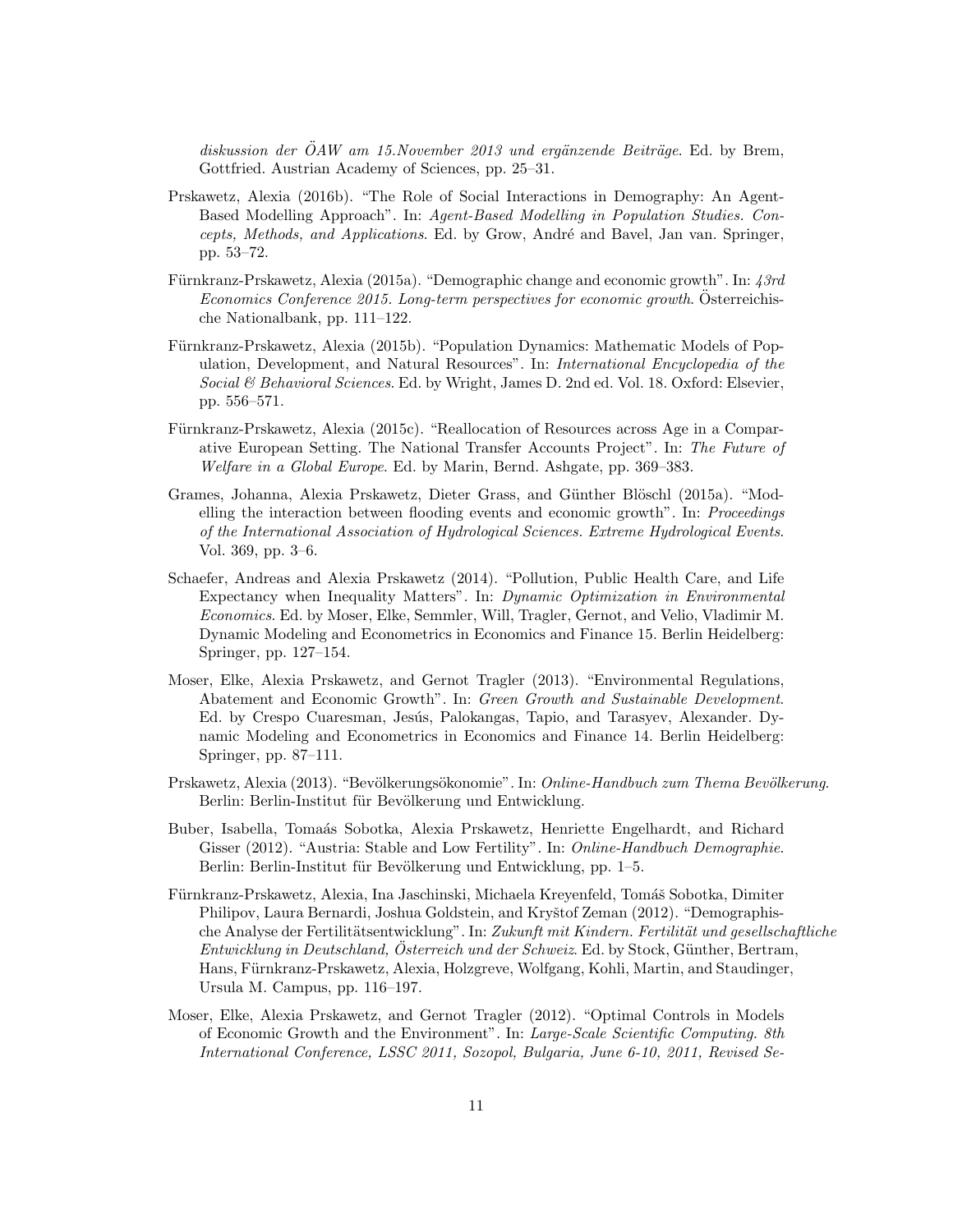*diskussion der ÖAW am 15.November 2013 und ergänzende Beiträge*. Ed. by Brem, Gottfried. Austrian Academy of Sciences, pp. 25–31.

- Prskawetz, Alexia (2016b). "The Role of Social Interactions in Demography: An Agent-Based Modelling Approach". In: *Agent-Based Modelling in Population Studies. Concepts, Methods, and Applications*. Ed. by Grow, André and Bavel, Jan van. Springer, pp. 53–72.
- Fürnkranz-Prskawetz, Alexia (2015a). "Demographic change and economic growth". In: *43rd Economics Conference 2015. Long-term perspectives for economic growth*. Österreichische Nationalbank, pp. 111–122.
- Fürnkranz-Prskawetz, Alexia (2015b). "Population Dynamics: Mathematic Models of Population, Development, and Natural Resources". In: *International Encyclopedia of the Social & Behavioral Sciences*. Ed. by Wright, James D. 2nd ed. Vol. 18. Oxford: Elsevier, pp. 556–571.
- Fürnkranz-Prskawetz, Alexia (2015c). "Reallocation of Resources across Age in a Comparative European Setting. The National Transfer Accounts Project". In: *The Future of Welfare in a Global Europe*. Ed. by Marin, Bernd. Ashgate, pp. 369–383.
- Grames, Johanna, Alexia Prskawetz, Dieter Grass, and Günther Blöschl (2015a). "Modelling the interaction between flooding events and economic growth". In: *Proceedings of the International Association of Hydrological Sciences. Extreme Hydrological Events*. Vol. 369, pp. 3–6.
- Schaefer, Andreas and Alexia Prskawetz (2014). "Pollution, Public Health Care, and Life Expectancy when Inequality Matters". In: *Dynamic Optimization in Environmental Economics*. Ed. by Moser, Elke, Semmler, Will, Tragler, Gernot, and Velio, Vladimir M. Dynamic Modeling and Econometrics in Economics and Finance 15. Berlin Heidelberg: Springer, pp. 127–154.
- Moser, Elke, Alexia Prskawetz, and Gernot Tragler (2013). "Environmental Regulations, Abatement and Economic Growth". In: *Green Growth and Sustainable Development*. Ed. by Crespo Cuaresman, Jesús, Palokangas, Tapio, and Tarasyev, Alexander. Dynamic Modeling and Econometrics in Economics and Finance 14. Berlin Heidelberg: Springer, pp. 87–111.
- Prskawetz, Alexia (2013). "Bevölkerungsökonomie". In: *Online-Handbuch zum Thema Bevölkerung*. Berlin: Berlin-Institut für Bevölkerung und Entwicklung.
- Buber, Isabella, Tomaás Sobotka, Alexia Prskawetz, Henriette Engelhardt, and Richard Gisser (2012). "Austria: Stable and Low Fertility". In: *Online-Handbuch Demographie*. Berlin: Berlin-Institut für Bevölkerung und Entwicklung, pp. 1–5.
- Fürnkranz-Prskawetz, Alexia, Ina Jaschinski, Michaela Kreyenfeld, Tomáš Sobotka, Dimiter Philipov, Laura Bernardi, Joshua Goldstein, and Kryštof Zeman (2012). "Demographische Analyse der Fertilitätsentwicklung". In: *Zukunft mit Kindern. Fertilität und gesellschaftliche Entwicklung in Deutschland, Österreich und der Schweiz*. Ed. by Stock, Günther, Bertram, Hans, Fürnkranz-Prskawetz, Alexia, Holzgreve, Wolfgang, Kohli, Martin, and Staudinger, Ursula M. Campus, pp. 116–197.
- Moser, Elke, Alexia Prskawetz, and Gernot Tragler (2012). "Optimal Controls in Models of Economic Growth and the Environment". In: *Large-Scale Scientific Computing. 8th International Conference, LSSC 2011, Sozopol, Bulgaria, June 6-10, 2011, Revised Se-*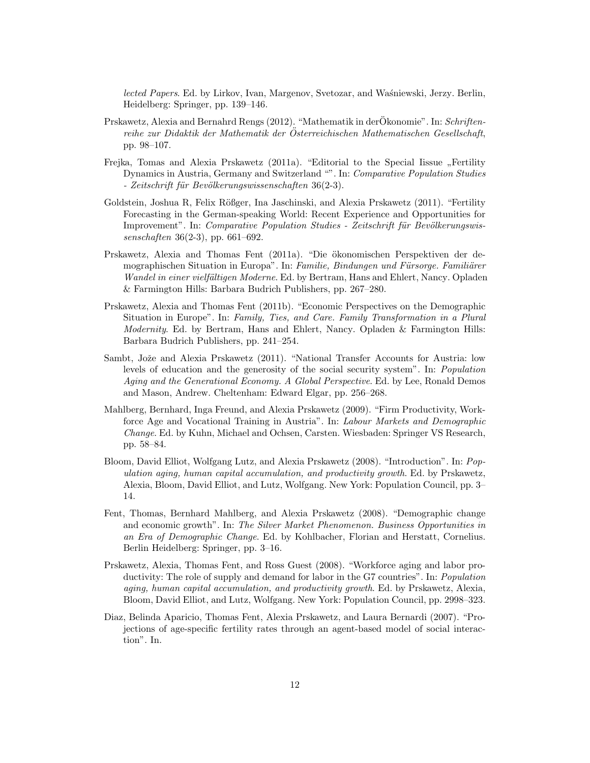*lected Papers*. Ed. by Lirkov, Ivan, Margenov, Svetozar, and Waśniewski, Jerzy. Berlin, Heidelberg: Springer, pp. 139–146.

Prskawetz, Alexia and Bernahrd Rengs (2012). "Mathematik in derÖkonomie". In: *Schriftenreihe zur Didaktik der Mathematik der Österreichischen Mathematischen Gesellschaft*, pp. 98–107.

Frejka, Tomas and Alexia Prskawetz (2011a). "Editorial to the Special Iissue „Fertility Dynamics in Austria, Germany and Switzerland "". In: *Comparative Population Studies - Zeitschrift für Bevölkerungswissenschaften* 36(2-3).

Goldstein, Joshua R, Felix Rößger, Ina Jaschinski, and Alexia Prskawetz (2011). "Fertility Forecasting in the German-speaking World: Recent Experience and Opportunities for Improvement". In: *Comparative Population Studies - Zeitschrift für Bevölkerungswissenschaften* 36(2-3), pp. 661–692.

Prskawetz, Alexia and Thomas Fent (2011a). "Die ökonomischen Perspektiven der demographischen Situation in Europa". In: *Familie, Bindungen und Fürsorge. Familiärer Wandel in einer vielfältigen Moderne*. Ed. by Bertram, Hans and Ehlert, Nancy. Opladen & Farmington Hills: Barbara Budrich Publishers, pp. 267–280.

Prskawetz, Alexia and Thomas Fent (2011b). "Economic Perspectives on the Demographic Situation in Europe". In: *Family, Ties, and Care. Family Transformation in a Plural Modernity*. Ed. by Bertram, Hans and Ehlert, Nancy. Opladen & Farmington Hills: Barbara Budrich Publishers, pp. 241–254.

Sambt, Jože and Alexia Prskawetz (2011). "National Transfer Accounts for Austria: low levels of education and the generosity of the social security system". In: *Population Aging and the Generational Economy. A Global Perspective*. Ed. by Lee, Ronald Demos and Mason, Andrew. Cheltenham: Edward Elgar, pp. 256–268.

Mahlberg, Bernhard, Inga Freund, and Alexia Prskawetz (2009). "Firm Productivity, Workforce Age and Vocational Training in Austria". In: *Labour Markets and Demographic Change*. Ed. by Kuhn, Michael and Ochsen, Carsten. Wiesbaden: Springer VS Research, pp. 58–84.

Bloom, David Elliot, Wolfgang Lutz, and Alexia Prskawetz (2008). "Introduction". In: *Population aging, human capital accumulation, and productivity growth*. Ed. by Prskawetz, Alexia, Bloom, David Elliot, and Lutz, Wolfgang. New York: Population Council, pp. 3–14.

Fent, Thomas, Bernhard Mahlberg, and Alexia Prskawetz (2008). "Demographic change and economic growth". In: *The Silver Market Phenomenon. Business Opportunities in an Era of Demographic Change*. Ed. by Kohlbacher, Florian and Herstatt, Cornelius. Berlin Heidelberg: Springer, pp. 3–16.

Prskawetz, Alexia, Thomas Fent, and Ross Guest (2008). "Workforce aging and labor productivity: The role of supply and demand for labor in the G7 countries". In: *Population aging, human capital accumulation, and productivity growth*. Ed. by Prskawetz, Alexia, Bloom, David Elliot, and Lutz, Wolfgang. New York: Population Council, pp. 2998–323.

Diaz, Belinda Aparicio, Thomas Fent, Alexia Prskawetz, and Laura Bernardi (2007). "Projections of age-specific fertility rates through an agent-based model of social interaction". In.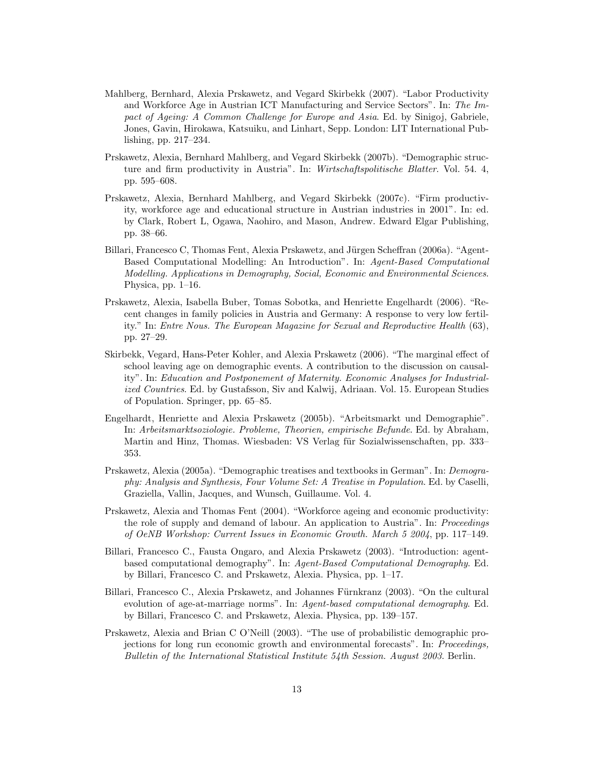Mahlberg, Bernhard, Alexia Prskawetz, and Vegard Skirbekk (2007). "Labor Productivity and Workforce Age in Austrian ICT Manufacturing and Service Sectors". In: *The Impact of Ageing: A Common Challenge for Europe and Asia*. Ed. by Sinigoj, Gabriele, Jones, Gavin, Hirokawa, Katsuiku, and Linhart, Sepp. London: LIT International Publishing, pp. 217–234.

Prskawetz, Alexia, Bernhard Mahlberg, and Vegard Skirbekk (2007b). "Demographic structure and firm productivity in Austria". In: *Wirtschaftspolitische Blatter*. Vol. 54. 4, pp. 595–608.

Prskawetz, Alexia, Bernhard Mahlberg, and Vegard Skirbekk (2007c). "Firm productivity, workforce age and educational structure in Austrian industries in 2001". In: ed. by Clark, Robert L, Ogawa, Naohiro, and Mason, Andrew. Edward Elgar Publishing, pp. 38–66.

Billari, Francesco C, Thomas Fent, Alexia Prskawetz, and Jürgen Scheffran (2006a). "Agent-Based Computational Modelling: An Introduction". In: *Agent-Based Computational Modelling. Applications in Demography, Social, Economic and Environmental Sciences*. Physica, pp. 1–16.

Prskawetz, Alexia, Isabella Buber, Tomas Sobotka, and Henriette Engelhardt (2006). "Recent changes in family policies in Austria and Germany: A response to very low fertility." In: *Entre Nous. The European Magazine for Sexual and Reproductive Health* (63), pp. 27–29.

Skirbekk, Vegard, Hans-Peter Kohler, and Alexia Prskawetz (2006). "The marginal effect of school leaving age on demographic events. A contribution to the discussion on causality". In: *Education and Postponement of Maternity. Economic Analyses for Industrialized Countries*. Ed. by Gustafsson, Siv and Kalwij, Adriaan. Vol. 15. European Studies of Population. Springer, pp. 65–85.

Engelhardt, Henriette and Alexia Prskawetz (2005b). "Arbeitsmarkt und Demographie". In: *Arbeitsmarktsoziologie. Probleme, Theorien, empirische Befunde*. Ed. by Abraham, Martin and Hinz, Thomas. Wiesbaden: VS Verlag für Sozialwissenschaften, pp. 333–353.

Prskawetz, Alexia (2005a). "Demographic treatises and textbooks in German". In: *Demography: Analysis and Synthesis, Four Volume Set: A Treatise in Population*. Ed. by Caselli, Graziella, Vallin, Jacques, and Wunsch, Guillaume. Vol. 4.

Prskawetz, Alexia and Thomas Fent (2004). "Workforce ageing and economic productivity: the role of supply and demand of labour. An application to Austria". In: *Proceedings of OeNB Workshop: Current Issues in Economic Growth. March 5 2004*, pp. 117–149.

Billari, Francesco C., Fausta Ongaro, and Alexia Prskawetz (2003). "Introduction: agent-based computational demography". In: *Agent-Based Computational Demography*. Ed. by Billari, Francesco C. and Prskawetz, Alexia. Physica, pp. 1–17.

Billari, Francesco C., Alexia Prskawetz, and Johannes Fürnkranz (2003). "On the cultural evolution of age-at-marriage norms". In: *Agent-based computational demography*. Ed. by Billari, Francesco C. and Prskawetz, Alexia. Physica, pp. 139–157.

Prskawetz, Alexia and Brian C O'Neill (2003). "The use of probabilistic demographic projections for long run economic growth and environmental forecasts". In: *Proceedings, Bulletin of the International Statistical Institute 54th Session. August 2003*. Berlin.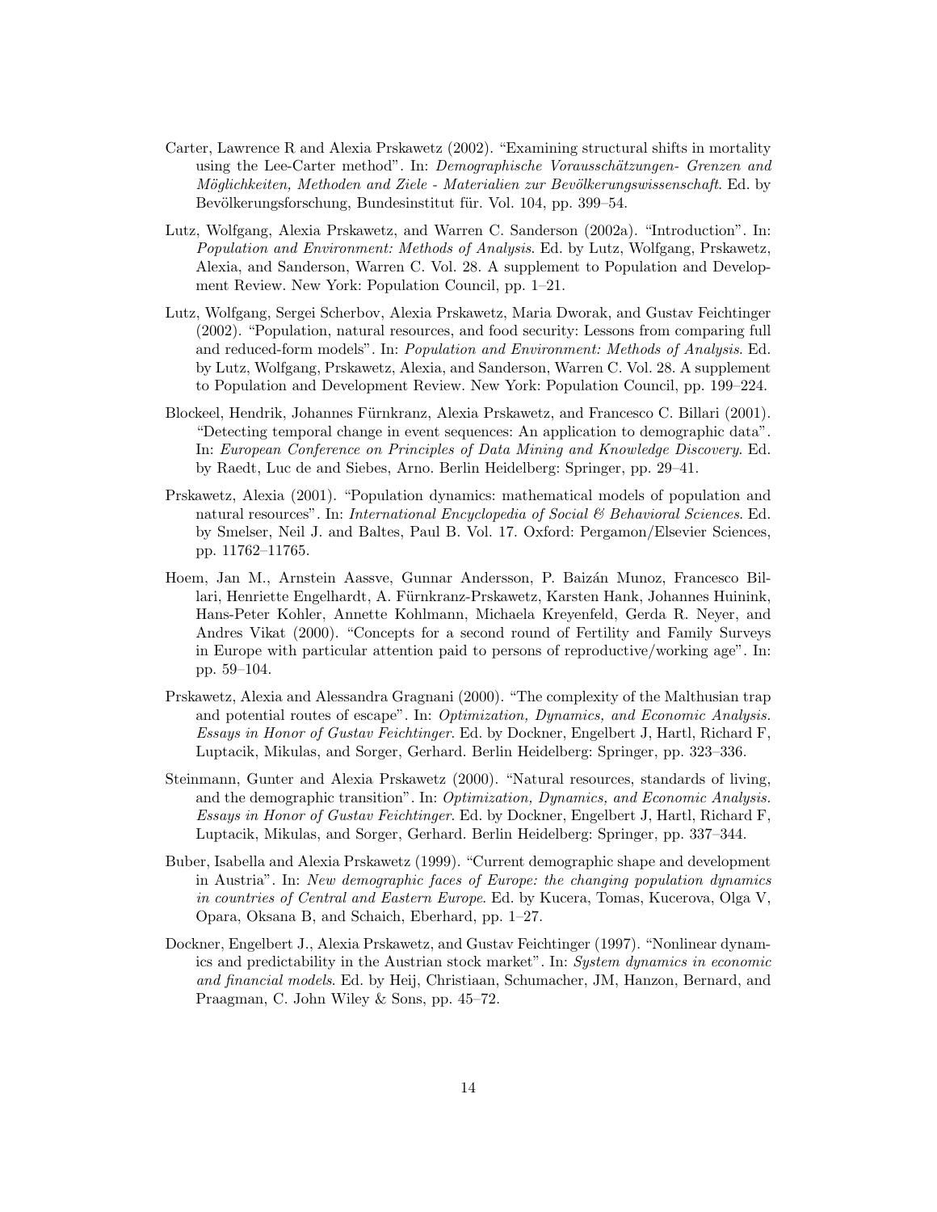Carter, Lawrence R and Alexia Prskawetz (2002). "Examining structural shifts in mortality using the Lee-Carter method". In: *Demographische Vorausschätzungen- Grenzen and Möglichkeiten, Methoden and Ziele - Materialien zur Bevölkerungswissenschaft*. Ed. by Bevölkerungsforschung, Bundesinstitut für. Vol. 104, pp. 399–54.

Lutz, Wolfgang, Alexia Prskawetz, and Warren C. Sanderson (2002a). "Introduction". In: *Population and Environment: Methods of Analysis*. Ed. by Lutz, Wolfgang, Prskawetz, Alexia, and Sanderson, Warren C. Vol. 28. A supplement to Population and Development Review. New York: Population Council, pp. 1–21.

Lutz, Wolfgang, Sergei Scherbov, Alexia Prskawetz, Maria Dworak, and Gustav Feichtinger (2002). "Population, natural resources, and food security: Lessons from comparing full and reduced-form models". In: *Population and Environment: Methods of Analysis*. Ed. by Lutz, Wolfgang, Prskawetz, Alexia, and Sanderson, Warren C. Vol. 28. A supplement to Population and Development Review. New York: Population Council, pp. 199–224.

Blockeel, Hendrik, Johannes Fürnkranz, Alexia Prskawetz, and Francesco C. Billari (2001). "Detecting temporal change in event sequences: An application to demographic data". In: *European Conference on Principles of Data Mining and Knowledge Discovery*. Ed. by Raedt, Luc de and Siebes, Arno. Berlin Heidelberg: Springer, pp. 29–41.

Prskawetz, Alexia (2001). "Population dynamics: mathematical models of population and natural resources". In: *International Encyclopedia of Social & Behavioral Sciences*. Ed. by Smelser, Neil J. and Baltes, Paul B. Vol. 17. Oxford: Pergamon/Elsevier Sciences, pp. 11762–11765.

Hoem, Jan M., Arnstein Aassve, Gunnar Andersson, P. Baizán Munoz, Francesco Billari, Henriette Engelhardt, A. Fürnkranz-Prskawetz, Karsten Hank, Johannes Huinink, Hans-Peter Kohler, Annette Kohlmann, Michaela Kreyenfeld, Gerda R. Neyer, and Andres Vikat (2000). "Concepts for a second round of Fertility and Family Surveys in Europe with particular attention paid to persons of reproductive/working age". In: pp. 59–104.

Prskawetz, Alexia and Alessandra Gragnani (2000). "The complexity of the Malthusian trap and potential routes of escape". In: *Optimization, Dynamics, and Economic Analysis. Essays in Honor of Gustav Feichtinger*. Ed. by Dockner, Engelbert J, Hartl, Richard F, Luptacik, Mikulas, and Sorger, Gerhard. Berlin Heidelberg: Springer, pp. 323–336.

Steinmann, Gunter and Alexia Prskawetz (2000). "Natural resources, standards of living, and the demographic transition". In: *Optimization, Dynamics, and Economic Analysis. Essays in Honor of Gustav Feichtinger*. Ed. by Dockner, Engelbert J, Hartl, Richard F, Luptacik, Mikulas, and Sorger, Gerhard. Berlin Heidelberg: Springer, pp. 337–344.

Buber, Isabella and Alexia Prskawetz (1999). "Current demographic shape and development in Austria". In: *New demographic faces of Europe: the changing population dynamics in countries of Central and Eastern Europe*. Ed. by Kucera, Tomas, Kucerova, Olga V, Opara, Oksana B, and Schaich, Eberhard, pp. 1–27.

Dockner, Engelbert J., Alexia Prskawetz, and Gustav Feichtinger (1997). "Nonlinear dynamics and predictability in the Austrian stock market". In: *System dynamics in economic and financial models*. Ed. by Heij, Christiaan, Schumacher, JM, Hanzon, Bernard, and Praagman, C. John Wiley & Sons, pp. 45–72.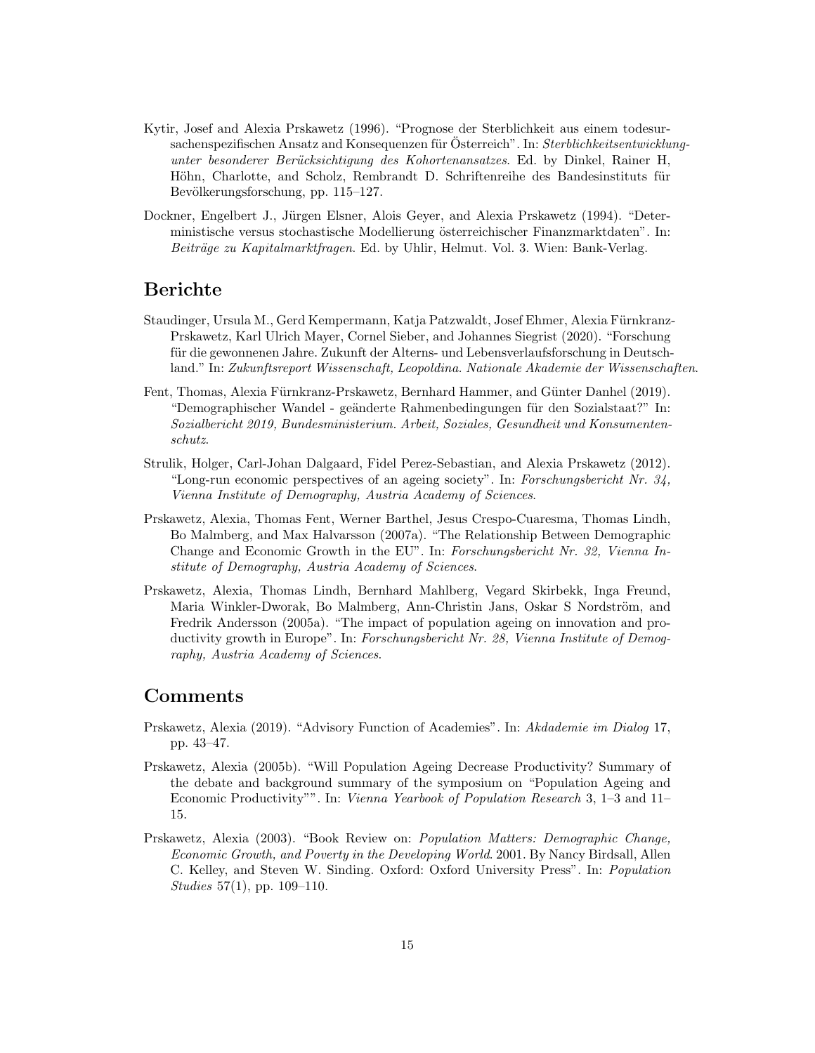Kytir, Josef and Alexia Prskawetz (1996). "Prognose der Sterblichkeit aus einem todesursachenspezifischen Ansatz and Konsequenzen für Österreich". In: *Sterblichkeitsentwicklung-unter besonderer Berücksichtigung des Kohortenansatzes*. Ed. by Dinkel, Rainer H, Höhn, Charlotte, and Scholz, Rembrandt D. Schriftenreihe des Bandesinstituts für Bevölkerungsforschung, pp. 115–127.

Dockner, Engelbert J., Jürgen Elsner, Alois Geyer, and Alexia Prskawetz (1994). "Deterministische versus stochastische Modellierung österreichischer Finanzmarktdaten". In: *Beiträge zu Kapitalmarktfragen*. Ed. by Uhlir, Helmut. Vol. 3. Wien: Bank-Verlag.

## Berichte

Staudinger, Ursula M., Gerd Kempermann, Katja Patzwaldt, Josef Ehmer, Alexia Fürnkranz-Prskawetz, Karl Ulrich Mayer, Cornel Sieber, and Johannes Siegrist (2020). "Forschung für die gewonnenen Jahre. Zukunft der Alterns- und Lebensverlaufsforschung in Deutschland." In: *Zukunftsreport Wissenschaft, Leopoldina. Nationale Akademie der Wissenschaften*.

Fent, Thomas, Alexia Fürnkranz-Prskawetz, Bernhard Hammer, and Günter Danhel (2019). "Demographischer Wandel - geänderte Rahmenbedingungen für den Sozialstaat?" In: *Sozialbericht 2019, Bundesministerium. Arbeit, Soziales, Gesundheit und Konsumentenschutz*.

Strulik, Holger, Carl-Johan Dalgaard, Fidel Perez-Sebastian, and Alexia Prskawetz (2012). "Long-run economic perspectives of an ageing society". In: *Forschungsbericht Nr. 34, Vienna Institute of Demography, Austria Academy of Sciences*.

Prskawetz, Alexia, Thomas Fent, Werner Barthel, Jesus Crespo-Cuaresma, Thomas Lindh, Bo Malmberg, and Max Halvarsson (2007a). "The Relationship Between Demographic Change and Economic Growth in the EU". In: *Forschungsbericht Nr. 32, Vienna Institute of Demography, Austria Academy of Sciences*.

Prskawetz, Alexia, Thomas Lindh, Bernhard Mahlberg, Vegard Skirbekk, Inga Freund, Maria Winkler-Dworak, Bo Malmberg, Ann-Christin Jans, Oskar S Nordström, and Fredrik Andersson (2005a). "The impact of population ageing on innovation and productivity growth in Europe". In: *Forschungsbericht Nr. 28, Vienna Institute of Demography, Austria Academy of Sciences*.

## Comments

Prskawetz, Alexia (2019). "Advisory Function of Academies". In: *Akdademie im Dialog* 17, pp. 43–47.

Prskawetz, Alexia (2005b). "Will Population Ageing Decrease Productivity? Summary of the debate and background summary of the symposium on "Population Ageing and Economic Productivity"". In: *Vienna Yearbook of Population Research* 3, 1–3 and 11–15.

Prskawetz, Alexia (2003). "Book Review on: *Population Matters: Demographic Change, Economic Growth, and Poverty in the Developing World*. 2001. By Nancy Birdsall, Allen C. Kelley, and Steven W. Sinding. Oxford: Oxford University Press". In: *Population Studies* 57(1), pp. 109–110.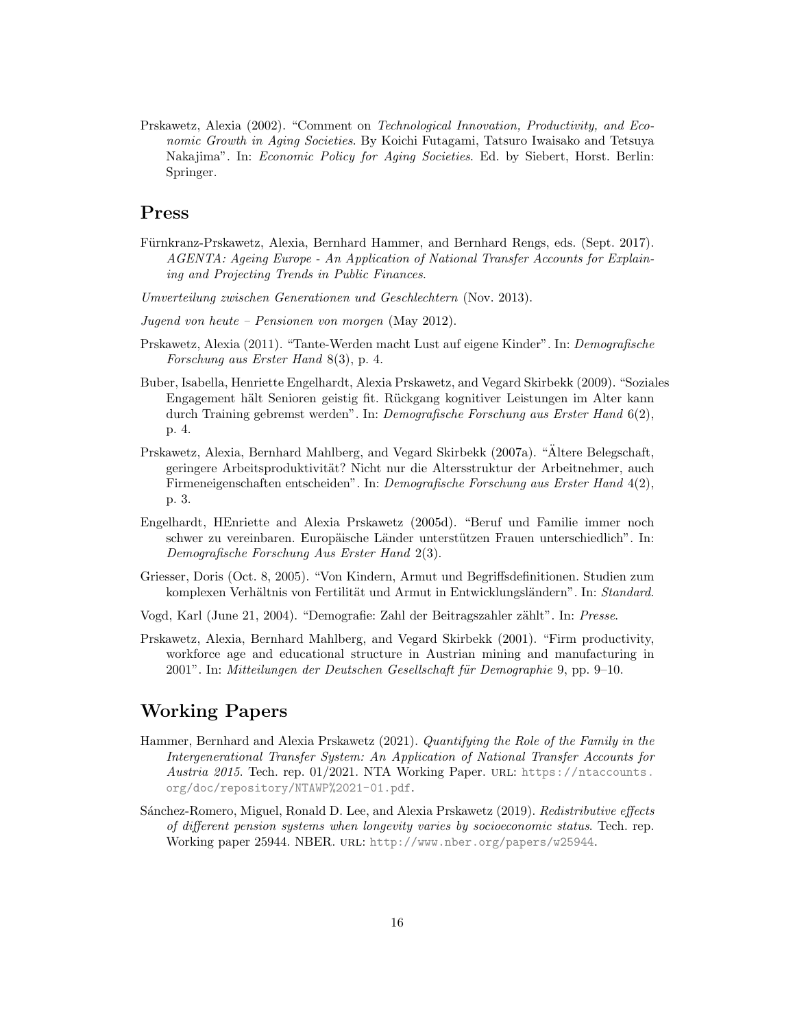Prskawetz, Alexia (2002). "Comment on *Technological Innovation, Productivity, and Economic Growth in Aging Societies*. By Koichi Futagami, Tatsuro Iwaisako and Tetsuya Nakajima". In: *Economic Policy for Aging Societies*. Ed. by Siebert, Horst. Berlin: Springer.

## Press

Fürnkranz-Prskawetz, Alexia, Bernhard Hammer, and Bernhard Rengs, eds. (Sept. 2017). *AGENTA: Ageing Europe - An Application of National Transfer Accounts for Explaining and Projecting Trends in Public Finances*.

*Umverteilung zwischen Generationen und Geschlechtern* (Nov. 2013).

*Jugend von heute – Pensionen von morgen* (May 2012).

Prskawetz, Alexia (2011). "Tante-Werden macht Lust auf eigene Kinder". In: *Demografische Forschung aus Erster Hand* 8(3), p. 4.

Buber, Isabella, Henriette Engelhardt, Alexia Prskawetz, and Vegard Skirbekk (2009). "Soziales Engagement hält Senioren geistig fit. Rückgang kognitiver Leistungen im Alter kann durch Training gebremst werden". In: *Demografische Forschung aus Erster Hand* 6(2), p. 4.

Prskawetz, Alexia, Bernhard Mahlberg, and Vegard Skirbekk (2007a). "Ältere Belegschaft, geringere Arbeitsproduktivität? Nicht nur die Altersstruktur der Arbeitnehmer, auch Firmeneigenschaften entscheiden". In: *Demografische Forschung aus Erster Hand* 4(2), p. 3.

Engelhardt, HEnriette and Alexia Prskawetz (2005d). "Beruf und Familie immer noch schwer zu vereinbaren. Europäische Länder unterstützen Frauen unterschiedlich". In: *Demografische Forschung Aus Erster Hand* 2(3).

Griesser, Doris (Oct. 8, 2005). "Von Kindern, Armut und Begriffsdefinitionen. Studien zum komplexen Verhältnis von Fertilität und Armut in Entwicklungsländern". In: *Standard*.

Vogd, Karl (June 21, 2004). "Demografie: Zahl der Beitragszahler zählt". In: *Presse*.

Prskawetz, Alexia, Bernhard Mahlberg, and Vegard Skirbekk (2001). "Firm productivity, workforce age and educational structure in Austrian mining and manufacturing in 2001". In: *Mitteilungen der Deutschen Gesellschaft für Demographie* 9, pp. 9–10.

## Working Papers

Hammer, Bernhard and Alexia Prskawetz (2021). *Quantifying the Role of the Family in the Intergenerational Transfer System: An Application of National Transfer Accounts for Austria 2015*. Tech. rep. 01/2021. NTA Working Paper. URL: https://ntaccounts.org/doc/repository/NTAWP%2021-01.pdf.

Sánchez-Romero, Miguel, Ronald D. Lee, and Alexia Prskawetz (2019). *Redistributive effects of different pension systems when longevity varies by socioeconomic status*. Tech. rep. Working paper 25944. NBER. URL: http://www.nber.org/papers/w25944.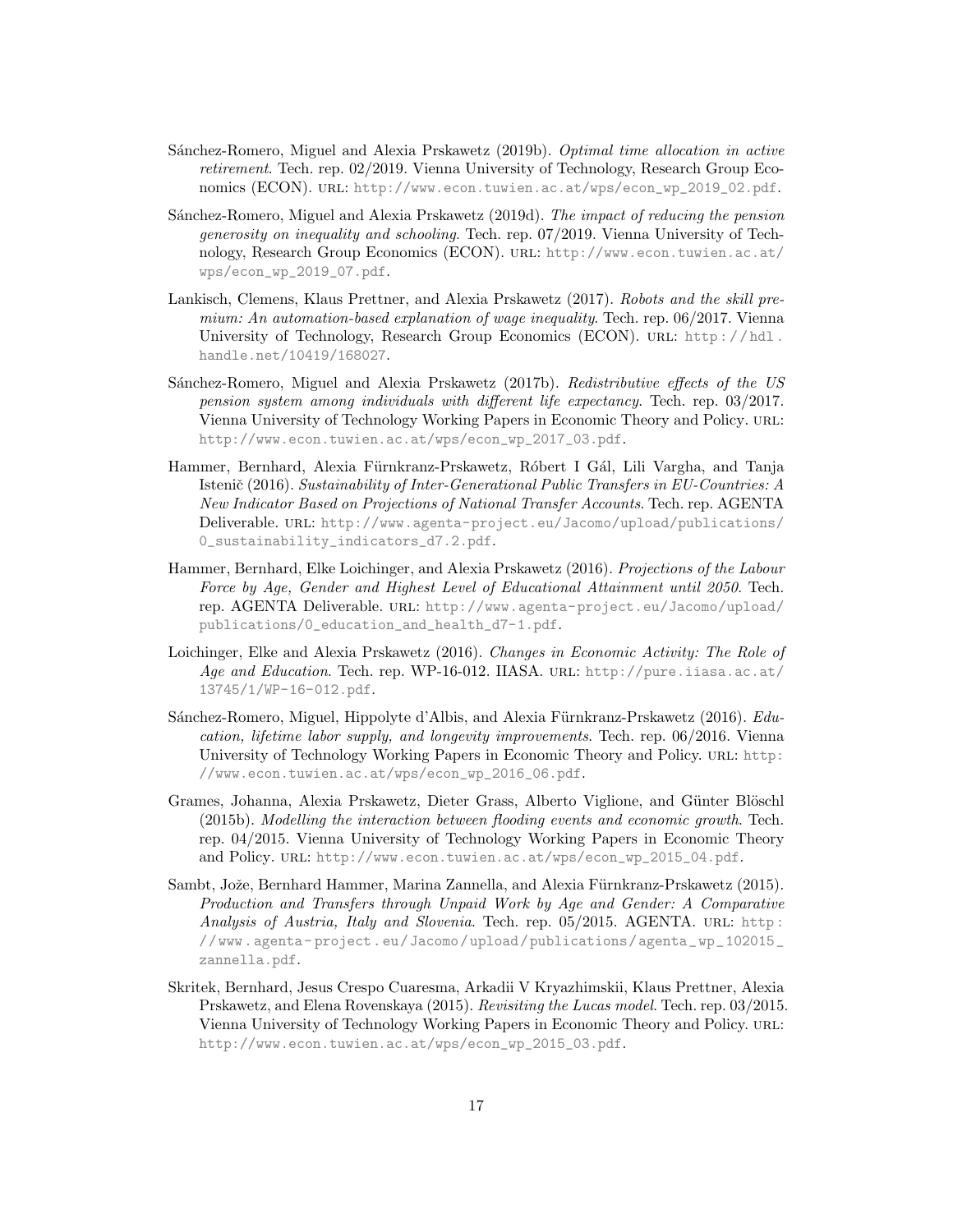Sánchez-Romero, Miguel and Alexia Prskawetz (2019b). *Optimal time allocation in active retirement*. Tech. rep. 02/2019. Vienna University of Technology, Research Group Economics (ECON). URL: http://www.econ.tuwien.ac.at/wps/econ_wp_2019_02.pdf.

Sánchez-Romero, Miguel and Alexia Prskawetz (2019d). *The impact of reducing the pension generosity on inequality and schooling*. Tech. rep. 07/2019. Vienna University of Technology, Research Group Economics (ECON). URL: http://www.econ.tuwien.ac.at/wps/econ_wp_2019_07.pdf.

Lankisch, Clemens, Klaus Prettner, and Alexia Prskawetz (2017). *Robots and the skill premium: An automation-based explanation of wage inequality*. Tech. rep. 06/2017. Vienna University of Technology, Research Group Economics (ECON). URL: http://hdl.handle.net/10419/168027.

Sánchez-Romero, Miguel and Alexia Prskawetz (2017b). *Redistributive effects of the US pension system among individuals with different life expectancy*. Tech. rep. 03/2017. Vienna University of Technology Working Papers in Economic Theory and Policy. URL: http://www.econ.tuwien.ac.at/wps/econ_wp_2017_03.pdf.

Hammer, Bernhard, Alexia Fürnkranz-Prskawetz, Róbert I Gál, Lili Vargha, and Tanja Istenič (2016). *Sustainability of Inter-Generational Public Transfers in EU-Countries: A New Indicator Based on Projections of National Transfer Accounts*. Tech. rep. AGENTA Deliverable. URL: http://www.agenta-project.eu/Jacomo/upload/publications/0_sustainability_indicators_d7.2.pdf.

Hammer, Bernhard, Elke Loichinger, and Alexia Prskawetz (2016). *Projections of the Labour Force by Age, Gender and Highest Level of Educational Attainment until 2050*. Tech. rep. AGENTA Deliverable. URL: http://www.agenta-project.eu/Jacomo/upload/publications/0_education_and_health_d7-1.pdf.

Loichinger, Elke and Alexia Prskawetz (2016). *Changes in Economic Activity: The Role of Age and Education*. Tech. rep. WP-16-012. IIASA. URL: http://pure.iiasa.ac.at/13745/1/WP-16-012.pdf.

Sánchez-Romero, Miguel, Hippolyte d'Albis, and Alexia Fürnkranz-Prskawetz (2016). *Education, lifetime labor supply, and longevity improvements*. Tech. rep. 06/2016. Vienna University of Technology Working Papers in Economic Theory and Policy. URL: http://www.econ.tuwien.ac.at/wps/econ_wp_2016_06.pdf.

Grames, Johanna, Alexia Prskawetz, Dieter Grass, Alberto Viglione, and Günter Blöschl (2015b). *Modelling the interaction between flooding events and economic growth*. Tech. rep. 04/2015. Vienna University of Technology Working Papers in Economic Theory and Policy. URL: http://www.econ.tuwien.ac.at/wps/econ_wp_2015_04.pdf.

Sambt, Jože, Bernhard Hammer, Marina Zannella, and Alexia Fürnkranz-Prskawetz (2015). *Production and Transfers through Unpaid Work by Age and Gender: A Comparative Analysis of Austria, Italy and Slovenia*. Tech. rep. 05/2015. AGENTA. URL: http://www.agenta-project.eu/Jacomo/upload/publications/agenta_wp_102015_zannella.pdf.

Skritek, Bernhard, Jesus Crespo Cuaresma, Arkadii V Kryazhimskii, Klaus Prettner, Alexia Prskawetz, and Elena Rovenskaya (2015). *Revisiting the Lucas model*. Tech. rep. 03/2015. Vienna University of Technology Working Papers in Economic Theory and Policy. URL: http://www.econ.tuwien.ac.at/wps/econ_wp_2015_03.pdf.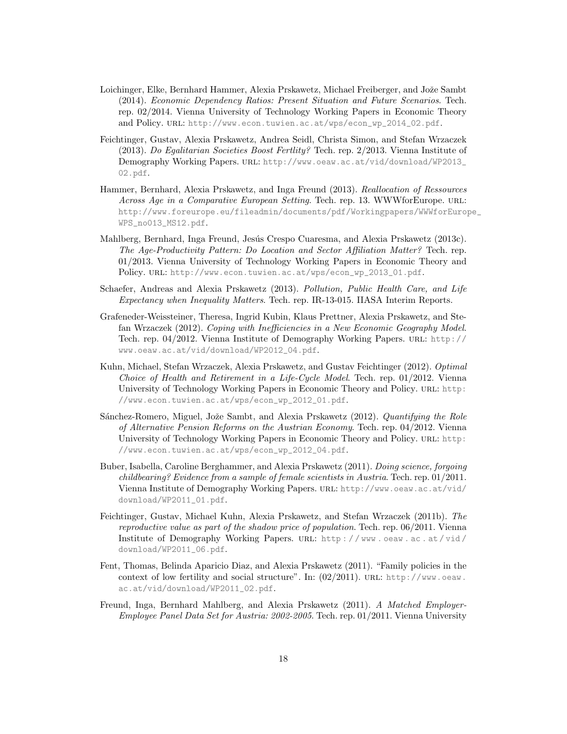Loichinger, Elke, Bernhard Hammer, Alexia Prskawetz, Michael Freiberger, and Jože Sambt (2014). *Economic Dependency Ratios: Present Situation and Future Scenarios*. Tech. rep. 02/2014. Vienna University of Technology Working Papers in Economic Theory and Policy. URL: http://www.econ.tuwien.ac.at/wps/econ_wp_2014_02.pdf.

Feichtinger, Gustav, Alexia Prskawetz, Andrea Seidl, Christa Simon, and Stefan Wrzaczek (2013). *Do Egalitarian Societies Boost Fertlity?* Tech. rep. 2/2013. Vienna Institute of Demography Working Papers. URL: http://www.oeaw.ac.at/vid/download/WP2013_02.pdf.

Hammer, Bernhard, Alexia Prskawetz, and Inga Freund (2013). *Reallocation of Ressources Across Age in a Comparative European Setting*. Tech. rep. 13. WWWforEurope. URL: http://www.foreurope.eu/fileadmin/documents/pdf/Workingpapers/WWWforEurope_WPS_no013_MS12.pdf.

Mahlberg, Bernhard, Inga Freund, Jesús Crespo Cuaresma, and Alexia Prskawetz (2013c). *The Age-Productivity Pattern: Do Location and Sector Affiliation Matter?* Tech. rep. 01/2013. Vienna University of Technology Working Papers in Economic Theory and Policy. URL: http://www.econ.tuwien.ac.at/wps/econ_wp_2013_01.pdf.

Schaefer, Andreas and Alexia Prskawetz (2013). *Pollution, Public Health Care, and Life Expectancy when Inequality Matters*. Tech. rep. IR-13-015. IIASA Interim Reports.

Grafeneder-Weissteiner, Theresa, Ingrid Kubin, Klaus Prettner, Alexia Prskawetz, and Stefan Wrzaczek (2012). *Coping with Inefficiencies in a New Economic Geography Model*. Tech. rep. 04/2012. Vienna Institute of Demography Working Papers. URL: http://www.oeaw.ac.at/vid/download/WP2012_04.pdf.

Kuhn, Michael, Stefan Wrzaczek, Alexia Prskawetz, and Gustav Feichtinger (2012). *Optimal Choice of Health and Retirement in a Life-Cycle Model*. Tech. rep. 01/2012. Vienna University of Technology Working Papers in Economic Theory and Policy. URL: http://www.econ.tuwien.ac.at/wps/econ_wp_2012_01.pdf.

Sánchez-Romero, Miguel, Jože Sambt, and Alexia Prskawetz (2012). *Quantifying the Role of Alternative Pension Reforms on the Austrian Economy*. Tech. rep. 04/2012. Vienna University of Technology Working Papers in Economic Theory and Policy. URL: http://www.econ.tuwien.ac.at/wps/econ_wp_2012_04.pdf.

Buber, Isabella, Caroline Berghammer, and Alexia Prskawetz (2011). *Doing science, forgoing childbearing? Evidence from a sample of female scientists in Austria*. Tech. rep. 01/2011. Vienna Institute of Demography Working Papers. URL: http://www.oeaw.ac.at/vid/download/WP2011_01.pdf.

Feichtinger, Gustav, Michael Kuhn, Alexia Prskawetz, and Stefan Wrzaczek (2011b). *The reproductive value as part of the shadow price of population*. Tech. rep. 06/2011. Vienna Institute of Demography Working Papers. URL: http://www.oeaw.ac.at/vid/download/WP2011_06.pdf.

Fent, Thomas, Belinda Aparicio Diaz, and Alexia Prskawetz (2011). "Family policies in the context of low fertility and social structure". In: (02/2011). URL: http://www.oeaw.ac.at/vid/download/WP2011_02.pdf.

Freund, Inga, Bernhard Mahlberg, and Alexia Prskawetz (2011). *A Matched Employer-Employee Panel Data Set for Austria: 2002-2005*. Tech. rep. 01/2011. Vienna University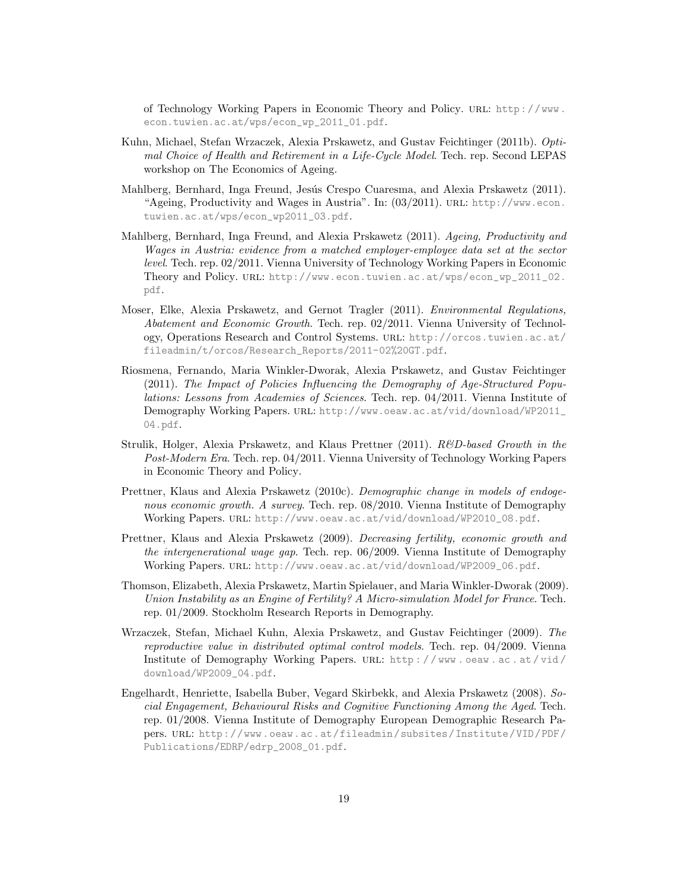of Technology Working Papers in Economic Theory and Policy. URL: http://www.econ.tuwien.ac.at/wps/econ_wp_2011_01.pdf.

Kuhn, Michael, Stefan Wrzaczek, Alexia Prskawetz, and Gustav Feichtinger (2011b). *Optimal Choice of Health and Retirement in a Life-Cycle Model*. Tech. rep. Second LEPAS workshop on The Economics of Ageing.

Mahlberg, Bernhard, Inga Freund, Jesús Crespo Cuaresma, and Alexia Prskawetz (2011). "Ageing, Productivity and Wages in Austria". In: (03/2011). URL: http://www.econ.tuwien.ac.at/wps/econ_wp2011_03.pdf.

Mahlberg, Bernhard, Inga Freund, and Alexia Prskawetz (2011). *Ageing, Productivity and Wages in Austria: evidence from a matched employer-employee data set at the sector level*. Tech. rep. 02/2011. Vienna University of Technology Working Papers in Economic Theory and Policy. URL: http://www.econ.tuwien.ac.at/wps/econ_wp_2011_02.pdf.

Moser, Elke, Alexia Prskawetz, and Gernot Tragler (2011). *Environmental Regulations, Abatement and Economic Growth*. Tech. rep. 02/2011. Vienna University of Technology, Operations Research and Control Systems. URL: http://orcos.tuwien.ac.at/fileadmin/t/orcos/Research_Reports/2011-02%20GT.pdf.

Riosmena, Fernando, Maria Winkler-Dworak, Alexia Prskawetz, and Gustav Feichtinger (2011). *The Impact of Policies Influencing the Demography of Age-Structured Populations: Lessons from Academies of Sciences*. Tech. rep. 04/2011. Vienna Institute of Demography Working Papers. URL: http://www.oeaw.ac.at/vid/download/WP2011_04.pdf.

Strulik, Holger, Alexia Prskawetz, and Klaus Prettner (2011). *R&D-based Growth in the Post-Modern Era*. Tech. rep. 04/2011. Vienna University of Technology Working Papers in Economic Theory and Policy.

Prettner, Klaus and Alexia Prskawetz (2010c). *Demographic change in models of endogenous economic growth. A survey*. Tech. rep. 08/2010. Vienna Institute of Demography Working Papers. URL: http://www.oeaw.ac.at/vid/download/WP2010_08.pdf.

Prettner, Klaus and Alexia Prskawetz (2009). *Decreasing fertility, economic growth and the intergenerational wage gap*. Tech. rep. 06/2009. Vienna Institute of Demography Working Papers. URL: http://www.oeaw.ac.at/vid/download/WP2009_06.pdf.

Thomson, Elizabeth, Alexia Prskawetz, Martin Spielauer, and Maria Winkler-Dworak (2009). *Union Instability as an Engine of Fertility? A Micro-simulation Model for France*. Tech. rep. 01/2009. Stockholm Research Reports in Demography.

Wrzaczek, Stefan, Michael Kuhn, Alexia Prskawetz, and Gustav Feichtinger (2009). *The reproductive value in distributed optimal control models*. Tech. rep. 04/2009. Vienna Institute of Demography Working Papers. URL: http://www.oeaw.ac.at/vid/download/WP2009_04.pdf.

Engelhardt, Henriette, Isabella Buber, Vegard Skirbekk, and Alexia Prskawetz (2008). *Social Engagement, Behavioural Risks and Cognitive Functioning Among the Aged*. Tech. rep. 01/2008. Vienna Institute of Demography European Demographic Research Papers. URL: http://www.oeaw.ac.at/fileadmin/subsites/Institute/VID/PDF/Publications/EDRP/edrp_2008_01.pdf.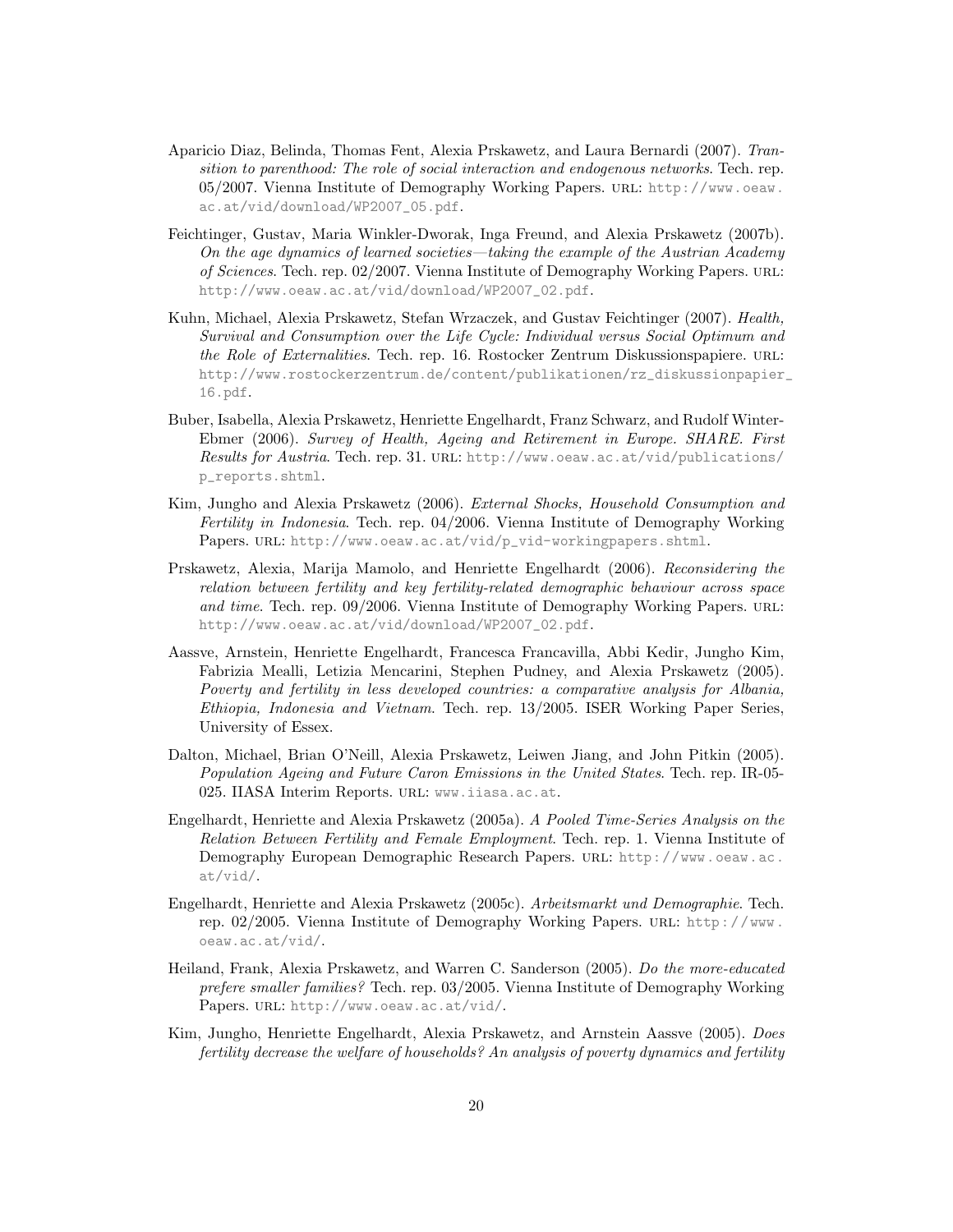Aparicio Diaz, Belinda, Thomas Fent, Alexia Prskawetz, and Laura Bernardi (2007). *Transition to parenthood: The role of social interaction and endogenous networks*. Tech. rep. 05/2007. Vienna Institute of Demography Working Papers. URL: http://www.oeaw.ac.at/vid/download/WP2007_05.pdf.

Feichtinger, Gustav, Maria Winkler-Dworak, Inga Freund, and Alexia Prskawetz (2007b). *On the age dynamics of learned societies—taking the example of the Austrian Academy of Sciences*. Tech. rep. 02/2007. Vienna Institute of Demography Working Papers. URL: http://www.oeaw.ac.at/vid/download/WP2007_02.pdf.

Kuhn, Michael, Alexia Prskawetz, Stefan Wrzaczek, and Gustav Feichtinger (2007). *Health, Survival and Consumption over the Life Cycle: Individual versus Social Optimum and the Role of Externalities*. Tech. rep. 16. Rostocker Zentrum Diskussionspapiere. URL: http://www.rostockerzentrum.de/content/publikationen/rz_diskussionpapier_16.pdf.

Buber, Isabella, Alexia Prskawetz, Henriette Engelhardt, Franz Schwarz, and Rudolf Winter-Ebmer (2006). *Survey of Health, Ageing and Retirement in Europe. SHARE. First Results for Austria*. Tech. rep. 31. URL: http://www.oeaw.ac.at/vid/publications/p_reports.shtml.

Kim, Jungho and Alexia Prskawetz (2006). *External Shocks, Household Consumption and Fertility in Indonesia*. Tech. rep. 04/2006. Vienna Institute of Demography Working Papers. URL: http://www.oeaw.ac.at/vid/p_vid-workingpapers.shtml.

Prskawetz, Alexia, Marija Mamolo, and Henriette Engelhardt (2006). *Reconsidering the relation between fertility and key fertility-related demographic behaviour across space and time*. Tech. rep. 09/2006. Vienna Institute of Demography Working Papers. URL: http://www.oeaw.ac.at/vid/download/WP2007_02.pdf.

Aassve, Arnstein, Henriette Engelhardt, Francesca Francavilla, Abbi Kedir, Jungho Kim, Fabrizia Mealli, Letizia Mencarini, Stephen Pudney, and Alexia Prskawetz (2005). *Poverty and fertility in less developed countries: a comparative analysis for Albania, Ethiopia, Indonesia and Vietnam*. Tech. rep. 13/2005. ISER Working Paper Series, University of Essex.

Dalton, Michael, Brian O'Neill, Alexia Prskawetz, Leiwen Jiang, and John Pitkin (2005). *Population Ageing and Future Caron Emissions in the United States*. Tech. rep. IR-05-025. IIASA Interim Reports. URL: www.iiasa.ac.at.

Engelhardt, Henriette and Alexia Prskawetz (2005a). *A Pooled Time-Series Analysis on the Relation Between Fertility and Female Employment*. Tech. rep. 1. Vienna Institute of Demography European Demographic Research Papers. URL: http://www.oeaw.ac.at/vid/.

Engelhardt, Henriette and Alexia Prskawetz (2005c). *Arbeitsmarkt und Demographie*. Tech. rep. 02/2005. Vienna Institute of Demography Working Papers. URL: http://www.oeaw.ac.at/vid/.

Heiland, Frank, Alexia Prskawetz, and Warren C. Sanderson (2005). *Do the more-educated prefere smaller families?* Tech. rep. 03/2005. Vienna Institute of Demography Working Papers. URL: http://www.oeaw.ac.at/vid/.

Kim, Jungho, Henriette Engelhardt, Alexia Prskawetz, and Arnstein Aassve (2005). *Does fertility decrease the welfare of households? An analysis of poverty dynamics and fertility*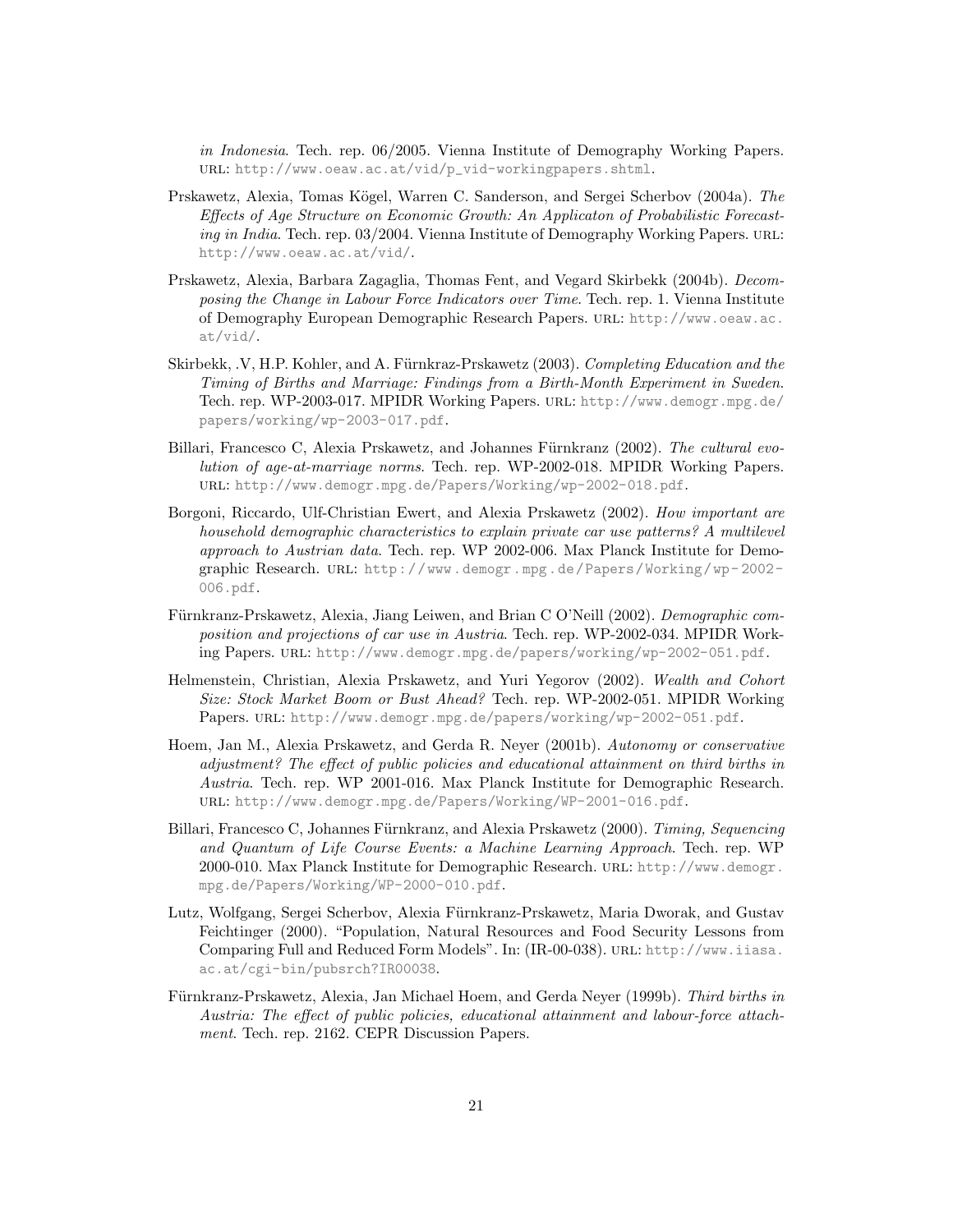*in Indonesia*. Tech. rep. 06/2005. Vienna Institute of Demography Working Papers. URL: http://www.oeaw.ac.at/vid/p_vid-workingpapers.shtml.

Prskawetz, Alexia, Tomas Kögel, Warren C. Sanderson, and Sergei Scherbov (2004a). *The Effects of Age Structure on Economic Growth: An Applicaton of Probabilistic Forecasting in India*. Tech. rep. 03/2004. Vienna Institute of Demography Working Papers. URL: http://www.oeaw.ac.at/vid/.

Prskawetz, Alexia, Barbara Zagaglia, Thomas Fent, and Vegard Skirbekk (2004b). *Decomposing the Change in Labour Force Indicators over Time*. Tech. rep. 1. Vienna Institute of Demography European Demographic Research Papers. URL: http://www.oeaw.ac.at/vid/.

Skirbekk, .V, H.P. Kohler, and A. Fürnkraz-Prskawetz (2003). *Completing Education and the Timing of Births and Marriage: Findings from a Birth-Month Experiment in Sweden*. Tech. rep. WP-2003-017. MPIDR Working Papers. URL: http://www.demogr.mpg.de/papers/working/wp-2003-017.pdf.

Billari, Francesco C, Alexia Prskawetz, and Johannes Fürnkranz (2002). *The cultural evolution of age-at-marriage norms*. Tech. rep. WP-2002-018. MPIDR Working Papers. URL: http://www.demogr.mpg.de/Papers/Working/wp-2002-018.pdf.

Borgoni, Riccardo, Ulf-Christian Ewert, and Alexia Prskawetz (2002). *How important are household demographic characteristics to explain private car use patterns? A multilevel approach to Austrian data*. Tech. rep. WP 2002-006. Max Planck Institute for Demographic Research. URL: http://www.demogr.mpg.de/Papers/Working/wp-2002-006.pdf.

Fürnkranz-Prskawetz, Alexia, Jiang Leiwen, and Brian C O'Neill (2002). *Demographic composition and projections of car use in Austria*. Tech. rep. WP-2002-034. MPIDR Working Papers. URL: http://www.demogr.mpg.de/papers/working/wp-2002-051.pdf.

Helmenstein, Christian, Alexia Prskawetz, and Yuri Yegorov (2002). *Wealth and Cohort Size: Stock Market Boom or Bust Ahead?* Tech. rep. WP-2002-051. MPIDR Working Papers. URL: http://www.demogr.mpg.de/papers/working/wp-2002-051.pdf.

Hoem, Jan M., Alexia Prskawetz, and Gerda R. Neyer (2001b). *Autonomy or conservative adjustment? The effect of public policies and educational attainment on third births in Austria*. Tech. rep. WP 2001-016. Max Planck Institute for Demographic Research. URL: http://www.demogr.mpg.de/Papers/Working/WP-2001-016.pdf.

Billari, Francesco C, Johannes Fürnkranz, and Alexia Prskawetz (2000). *Timing, Sequencing and Quantum of Life Course Events: a Machine Learning Approach*. Tech. rep. WP 2000-010. Max Planck Institute for Demographic Research. URL: http://www.demogr.mpg.de/Papers/Working/WP-2000-010.pdf.

Lutz, Wolfgang, Sergei Scherbov, Alexia Fürnkranz-Prskawetz, Maria Dworak, and Gustav Feichtinger (2000). "Population, Natural Resources and Food Security Lessons from Comparing Full and Reduced Form Models". In: (IR-00-038). URL: http://www.iiasa.ac.at/cgi-bin/pubsrch?IR00038.

Fürnkranz-Prskawetz, Alexia, Jan Michael Hoem, and Gerda Neyer (1999b). *Third births in Austria: The effect of public policies, educational attainment and labour-force attachment*. Tech. rep. 2162. CEPR Discussion Papers.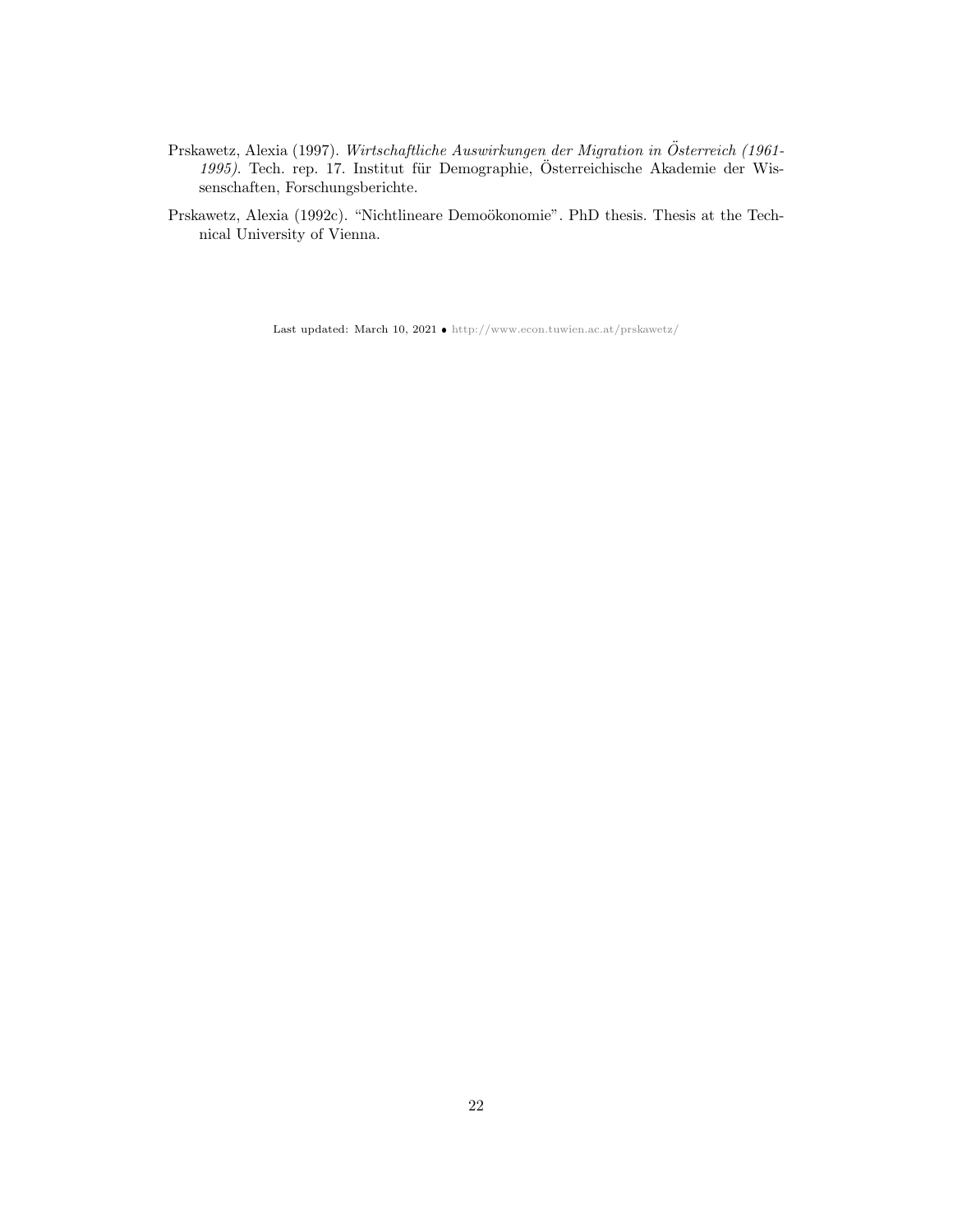Prskawetz, Alexia (1997). *Wirtschaftliche Auswirkungen der Migration in Österreich (1961-1995)*. Tech. rep. 17. Institut für Demographie, Österreichische Akademie der Wissenschaften, Forschungsberichte.

Prskawetz, Alexia (1992c). "Nichtlineare Demoökonomie". PhD thesis. Thesis at the Technical University of Vienna.

Last updated: March 10, 2021 • http://www.econ.tuwien.ac.at/prskawetz/